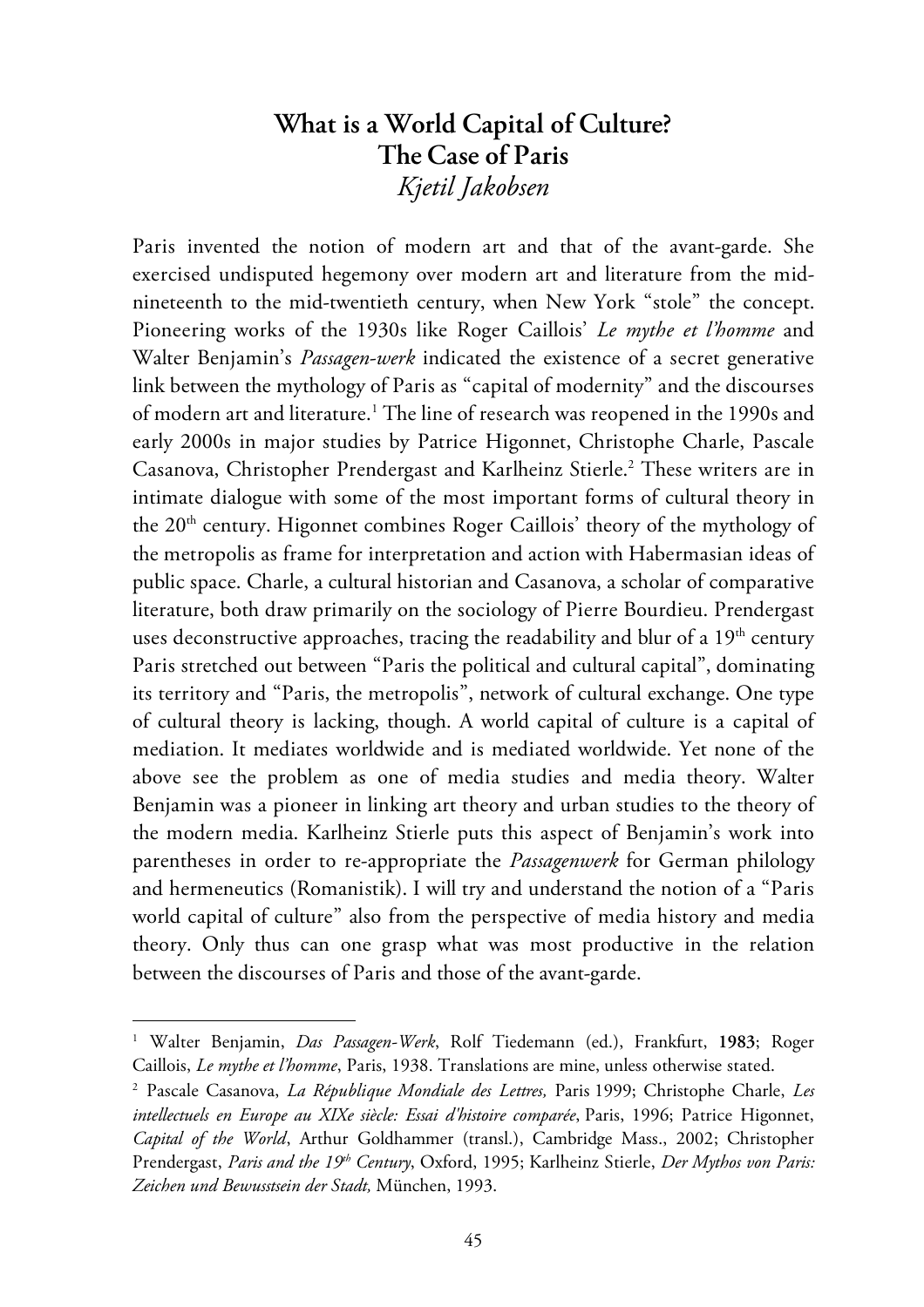# What is a World Capital of Culture?
# The Case of Paris
*Kjetil Jakobsen*

Paris invented the notion of modern art and that of the avant-garde. She exercised undisputed hegemony over modern art and literature from the mid-nineteenth to the mid-twentieth century, when New York "stole" the concept. Pioneering works of the 1930s like Roger Caillois' *Le mythe et l'homme* and Walter Benjamin's *Passagen-werk* indicated the existence of a secret generative link between the mythology of Paris as "capital of modernity" and the discourses of modern art and literature.[1] The line of research was reopened in the 1990s and early 2000s in major studies by Patrice Higonnet, Christophe Charle, Pascale Casanova, Christopher Prendergast and Karlheinz Stierle.[2] These writers are in intimate dialogue with some of the most important forms of cultural theory in the 20th century. Higonnet combines Roger Caillois' theory of the mythology of the metropolis as frame for interpretation and action with Habermasian ideas of public space. Charle, a cultural historian and Casanova, a scholar of comparative literature, both draw primarily on the sociology of Pierre Bourdieu. Prendergast uses deconstructive approaches, tracing the readability and blur of a 19th century Paris stretched out between "Paris the political and cultural capital", dominating its territory and "Paris, the metropolis", network of cultural exchange. One type of cultural theory is lacking, though. A world capital of culture is a capital of mediation. It mediates worldwide and is mediated worldwide. Yet none of the above see the problem as one of media studies and media theory. Walter Benjamin was a pioneer in linking art theory and urban studies to the theory of the modern media. Karlheinz Stierle puts this aspect of Benjamin's work into parentheses in order to re-appropriate the *Passagenwerk* for German philology and hermeneutics (Romanistik). I will try and understand the notion of a "Paris world capital of culture" also from the perspective of media history and media theory. Only thus can one grasp what was most productive in the relation between the discourses of Paris and those of the avant-garde.

---

[1] Walter Benjamin, *Das Passagen-Werk*, Rolf Tiedemann (ed.), Frankfurt, **1983**; Roger Caillois, *Le mythe et l'homme*, Paris, 1938. Translations are mine, unless otherwise stated.

[2] Pascale Casanova, *La République Mondiale des Lettres,* Paris 1999; Christophe Charle, *Les intellectuels en Europe au XIXe siècle: Essai d'histoire comparée*, Paris, 1996; Patrice Higonnet, *Capital of the World*, Arthur Goldhammer (transl.), Cambridge Mass., 2002; Christopher Prendergast, *Paris and the 19th Century*, Oxford, 1995; Karlheinz Stierle, *Der Mythos von Paris: Zeichen und Bewusstsein der Stadt,* München, 1993.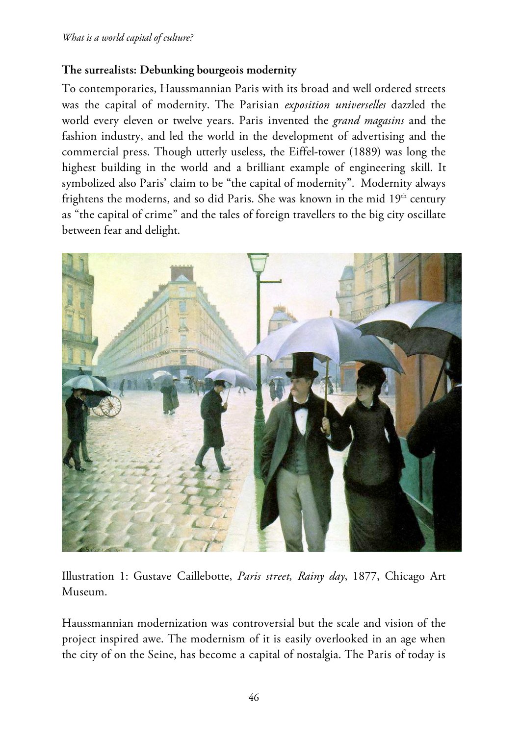## The surrealists: Debunking bourgeois modernity

To contemporaries, Haussmannian Paris with its broad and well ordered streets was the capital of modernity. The Parisian *exposition universelles* dazzled the world every eleven or twelve years. Paris invented the *grand magasins* and the fashion industry, and led the world in the development of advertising and the commercial press. Though utterly useless, the Eiffel-tower (1889) was long the highest building in the world and a brilliant example of engineering skill. It symbolized also Paris' claim to be "the capital of modernity". Modernity always frightens the moderns, and so did Paris. She was known in the mid 19th century as "the capital of crime" and the tales of foreign travellers to the big city oscillate between fear and delight.

Illustration 1: Gustave Caillebotte, *Paris street, Rainy day*, 1877, Chicago Art Museum.

Haussmannian modernization was controversial but the scale and vision of the project inspired awe. The modernism of it is easily overlooked in an age when the city of on the Seine, has become a capital of nostalgia. The Paris of today is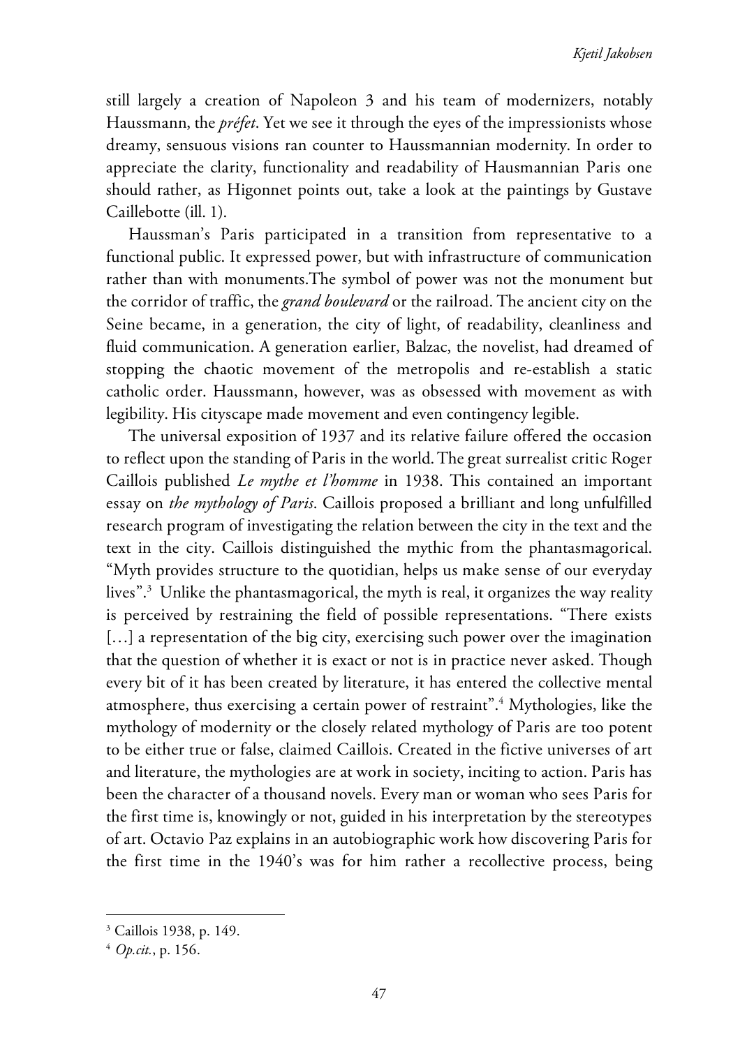still largely a creation of Napoleon 3 and his team of modernizers, notably Haussmann, the *préfet*. Yet we see it through the eyes of the impressionists whose dreamy, sensuous visions ran counter to Haussmannian modernity. In order to appreciate the clarity, functionality and readability of Hausmannian Paris one should rather, as Higonnet points out, take a look at the paintings by Gustave Caillebotte (ill. 1).

Haussman's Paris participated in a transition from representative to a functional public. It expressed power, but with infrastructure of communication rather than with monuments.The symbol of power was not the monument but the corridor of traffic, the *grand boulevard* or the railroad. The ancient city on the Seine became, in a generation, the city of light, of readability, cleanliness and fluid communication. A generation earlier, Balzac, the novelist, had dreamed of stopping the chaotic movement of the metropolis and re-establish a static catholic order. Haussmann, however, was as obsessed with movement as with legibility. His cityscape made movement and even contingency legible.

The universal exposition of 1937 and its relative failure offered the occasion to reflect upon the standing of Paris in the world. The great surrealist critic Roger Caillois published *Le mythe et l'homme* in 1938. This contained an important essay on *the mythology of Paris*. Caillois proposed a brilliant and long unfulfilled research program of investigating the relation between the city in the text and the text in the city. Caillois distinguished the mythic from the phantasmagorical. "Myth provides structure to the quotidian, helps us make sense of our everyday lives".[3] Unlike the phantasmagorical, the myth is real, it organizes the way reality is perceived by restraining the field of possible representations. "There exists […] a representation of the big city, exercising such power over the imagination that the question of whether it is exact or not is in practice never asked. Though every bit of it has been created by literature, it has entered the collective mental atmosphere, thus exercising a certain power of restraint".[4] Mythologies, like the mythology of modernity or the closely related mythology of Paris are too potent to be either true or false, claimed Caillois. Created in the fictive universes of art and literature, the mythologies are at work in society, inciting to action. Paris has been the character of a thousand novels. Every man or woman who sees Paris for the first time is, knowingly or not, guided in his interpretation by the stereotypes of art. Octavio Paz explains in an autobiographic work how discovering Paris for the first time in the 1940's was for him rather a recollective process, being

[3] Caillois 1938, p. 149.

[4] *Op.cit.*, p. 156.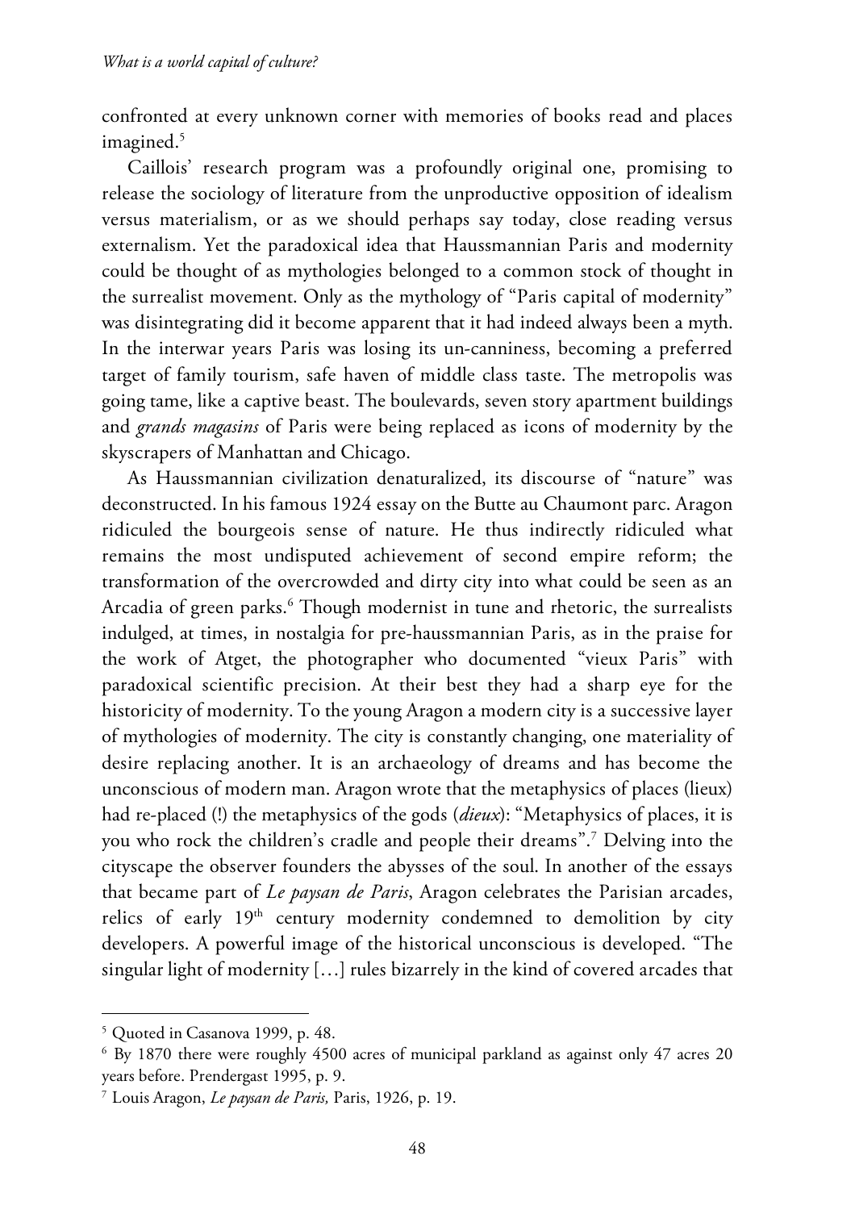confronted at every unknown corner with memories of books read and places imagined.[5]

Caillois' research program was a profoundly original one, promising to release the sociology of literature from the unproductive opposition of idealism versus materialism, or as we should perhaps say today, close reading versus externalism. Yet the paradoxical idea that Haussmannian Paris and modernity could be thought of as mythologies belonged to a common stock of thought in the surrealist movement. Only as the mythology of "Paris capital of modernity" was disintegrating did it become apparent that it had indeed always been a myth. In the interwar years Paris was losing its un-canniness, becoming a preferred target of family tourism, safe haven of middle class taste. The metropolis was going tame, like a captive beast. The boulevards, seven story apartment buildings and *grands magasins* of Paris were being replaced as icons of modernity by the skyscrapers of Manhattan and Chicago.

As Haussmannian civilization denaturalized, its discourse of "nature" was deconstructed. In his famous 1924 essay on the Butte au Chaumont parc. Aragon ridiculed the bourgeois sense of nature. He thus indirectly ridiculed what remains the most undisputed achievement of second empire reform; the transformation of the overcrowded and dirty city into what could be seen as an Arcadia of green parks.[6] Though modernist in tune and rhetoric, the surrealists indulged, at times, in nostalgia for pre-haussmannian Paris, as in the praise for the work of Atget, the photographer who documented "vieux Paris" with paradoxical scientific precision. At their best they had a sharp eye for the historicity of modernity. To the young Aragon a modern city is a successive layer of mythologies of modernity. The city is constantly changing, one materiality of desire replacing another. It is an archaeology of dreams and has become the unconscious of modern man. Aragon wrote that the metaphysics of places (lieux) had re-placed (!) the metaphysics of the gods (*dieux*): "Metaphysics of places, it is you who rock the children's cradle and people their dreams".[7] Delving into the cityscape the observer founders the abysses of the soul. In another of the essays that became part of *Le paysan de Paris*, Aragon celebrates the Parisian arcades, relics of early 19th century modernity condemned to demolition by city developers. A powerful image of the historical unconscious is developed. "The singular light of modernity […] rules bizarrely in the kind of covered arcades that

[5] Quoted in Casanova 1999, p. 48.

[6] By 1870 there were roughly 4500 acres of municipal parkland as against only 47 acres 20 years before. Prendergast 1995, p. 9.

[7] Louis Aragon, *Le paysan de Paris,* Paris, 1926, p. 19.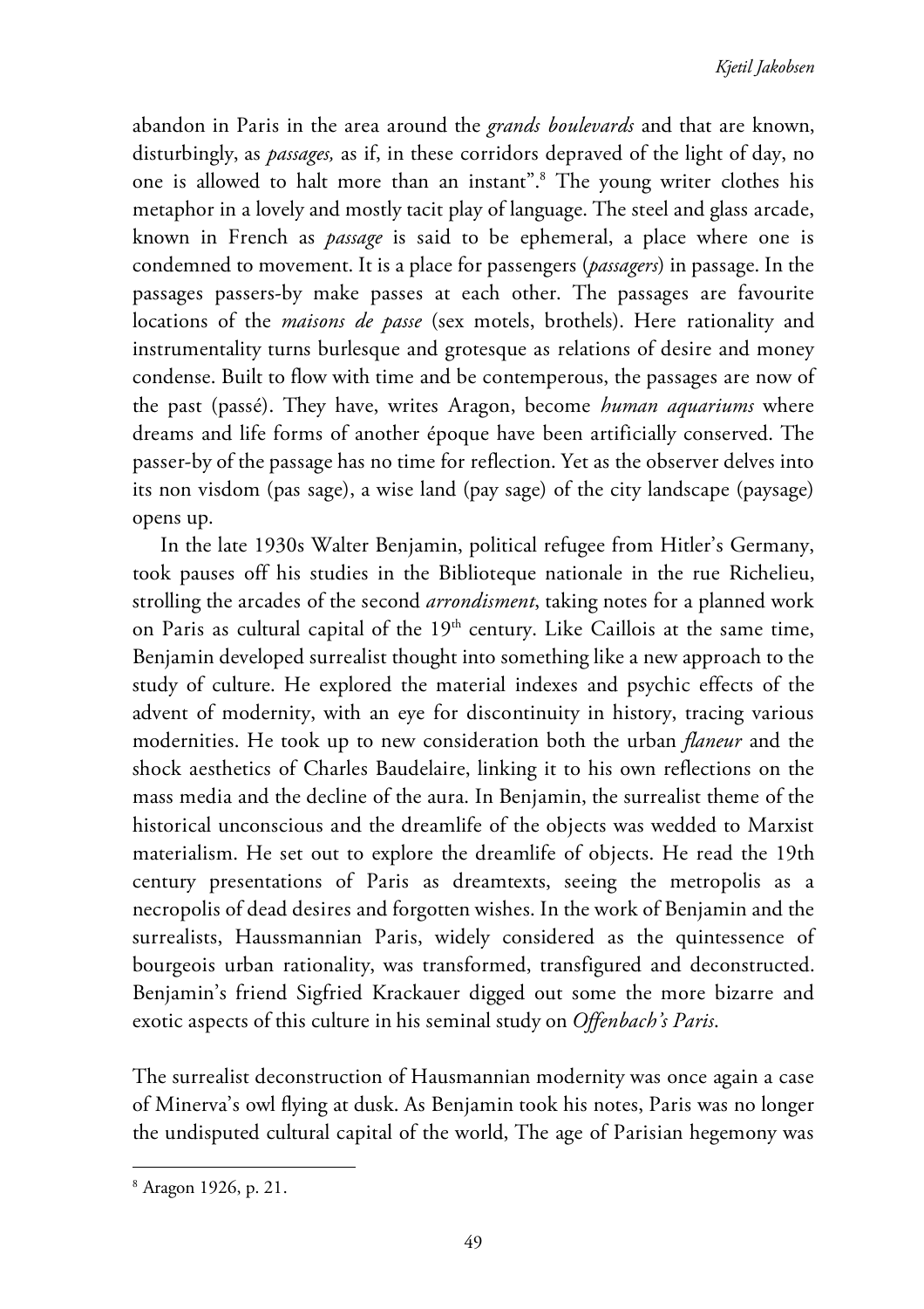abandon in Paris in the area around the *grands boulevards* and that are known, disturbingly, as *passages,* as if, in these corridors depraved of the light of day, no one is allowed to halt more than an instant".[8] The young writer clothes his metaphor in a lovely and mostly tacit play of language. The steel and glass arcade, known in French as *passage* is said to be ephemeral, a place where one is condemned to movement. It is a place for passengers (*passagers*) in passage. In the passages passers-by make passes at each other. The passages are favourite locations of the *maisons de passe* (sex motels, brothels). Here rationality and instrumentality turns burlesque and grotesque as relations of desire and money condense. Built to flow with time and be contemperous, the passages are now of the past (passé). They have, writes Aragon, become *human aquariums* where dreams and life forms of another époque have been artificially conserved. The passer-by of the passage has no time for reflection. Yet as the observer delves into its non visdom (pas sage), a wise land (pay sage) of the city landscape (paysage) opens up.

In the late 1930s Walter Benjamin, political refugee from Hitler's Germany, took pauses off his studies in the Biblioteque nationale in the rue Richelieu, strolling the arcades of the second *arrondisment*, taking notes for a planned work on Paris as cultural capital of the 19th century. Like Caillois at the same time, Benjamin developed surrealist thought into something like a new approach to the study of culture. He explored the material indexes and psychic effects of the advent of modernity, with an eye for discontinuity in history, tracing various modernities. He took up to new consideration both the urban *flaneur* and the shock aesthetics of Charles Baudelaire, linking it to his own reflections on the mass media and the decline of the aura. In Benjamin, the surrealist theme of the historical unconscious and the dreamlife of the objects was wedded to Marxist materialism. He set out to explore the dreamlife of objects. He read the 19th century presentations of Paris as dreamtexts, seeing the metropolis as a necropolis of dead desires and forgotten wishes. In the work of Benjamin and the surrealists, Haussmannian Paris, widely considered as the quintessence of bourgeois urban rationality, was transformed, transfigured and deconstructed. Benjamin's friend Sigfried Krackauer digged out some the more bizarre and exotic aspects of this culture in his seminal study on *Offenbach's Paris*.

The surrealist deconstruction of Hausmannian modernity was once again a case of Minerva's owl flying at dusk. As Benjamin took his notes, Paris was no longer the undisputed cultural capital of the world, The age of Parisian hegemony was

[8] Aragon 1926, p. 21.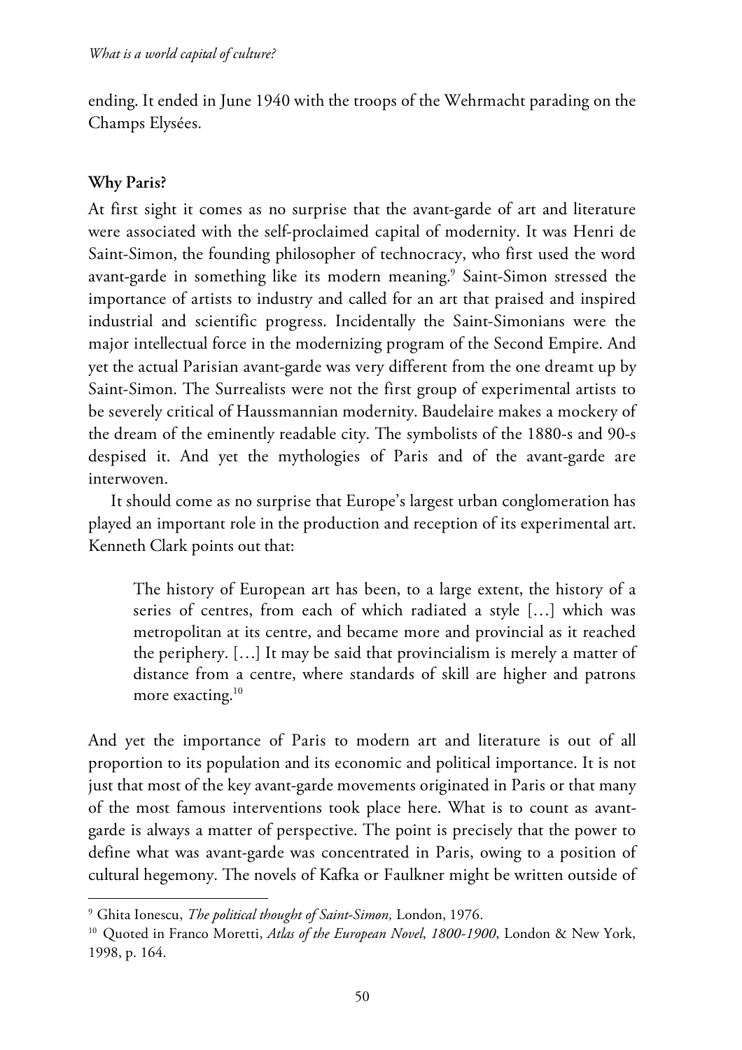ending. It ended in June 1940 with the troops of the Wehrmacht parading on the Champs Elysées.

**Why Paris?**

At first sight it comes as no surprise that the avant-garde of art and literature were associated with the self-proclaimed capital of modernity. It was Henri de Saint-Simon, the founding philosopher of technocracy, who first used the word avant-garde in something like its modern meaning.[9] Saint-Simon stressed the importance of artists to industry and called for an art that praised and inspired industrial and scientific progress. Incidentally the Saint-Simonians were the major intellectual force in the modernizing program of the Second Empire. And yet the actual Parisian avant-garde was very different from the one dreamt up by Saint-Simon. The Surrealists were not the first group of experimental artists to be severely critical of Haussmannian modernity. Baudelaire makes a mockery of the dream of the eminently readable city. The symbolists of the 1880-s and 90-s despised it. And yet the mythologies of Paris and of the avant-garde are interwoven.

It should come as no surprise that Europe's largest urban conglomeration has played an important role in the production and reception of its experimental art. Kenneth Clark points out that:

> The history of European art has been, to a large extent, the history of a series of centres, from each of which radiated a style […] which was metropolitan at its centre, and became more and provincial as it reached the periphery. […] It may be said that provincialism is merely a matter of distance from a centre, where standards of skill are higher and patrons more exacting.[10]

And yet the importance of Paris to modern art and literature is out of all proportion to its population and its economic and political importance. It is not just that most of the key avant-garde movements originated in Paris or that many of the most famous interventions took place here. What is to count as avant-garde is always a matter of perspective. The point is precisely that the power to define what was avant-garde was concentrated in Paris, owing to a position of cultural hegemony. The novels of Kafka or Faulkner might be written outside of

---

[9] Ghita Ionescu, *The political thought of Saint-Simon,* London, 1976.

[10] Quoted in Franco Moretti, *Atlas of the European Novel, 1800-1900*, London & New York, 1998, p. 164.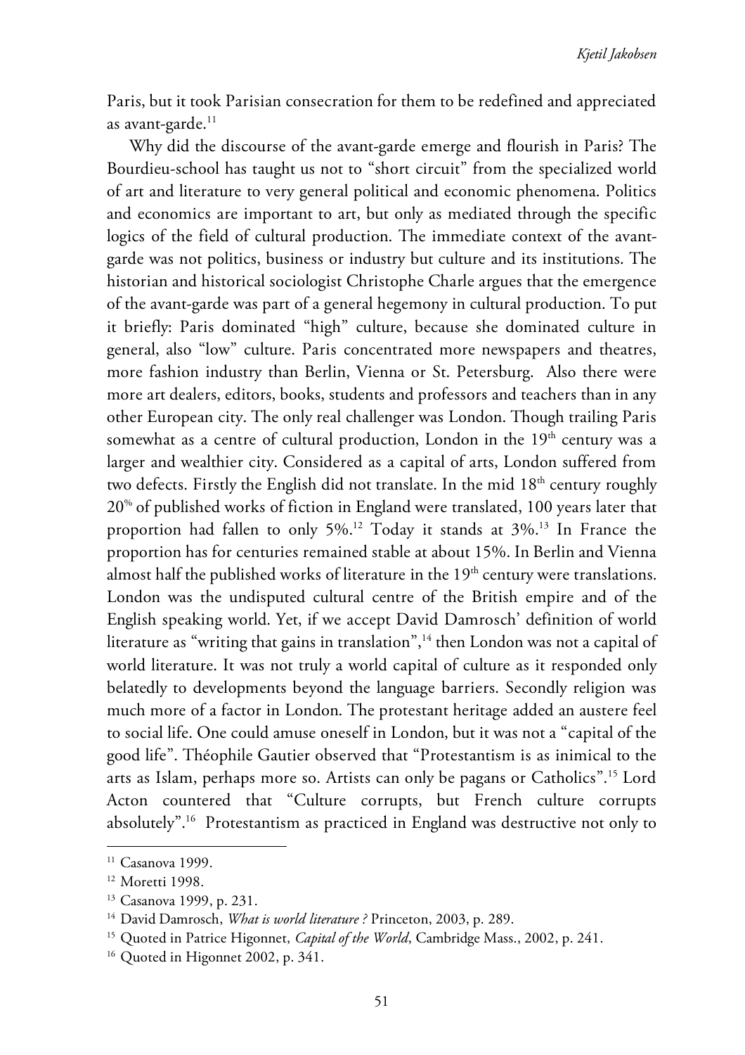Paris, but it took Parisian consecration for them to be redefined and appreciated as avant-garde.[11]

Why did the discourse of the avant-garde emerge and flourish in Paris? The Bourdieu-school has taught us not to "short circuit" from the specialized world of art and literature to very general political and economic phenomena. Politics and economics are important to art, but only as mediated through the specific logics of the field of cultural production. The immediate context of the avant-garde was not politics, business or industry but culture and its institutions. The historian and historical sociologist Christophe Charle argues that the emergence of the avant-garde was part of a general hegemony in cultural production. To put it briefly: Paris dominated "high" culture, because she dominated culture in general, also "low" culture. Paris concentrated more newspapers and theatres, more fashion industry than Berlin, Vienna or St. Petersburg. Also there were more art dealers, editors, books, students and professors and teachers than in any other European city. The only real challenger was London. Though trailing Paris somewhat as a centre of cultural production, London in the 19th century was a larger and wealthier city. Considered as a capital of arts, London suffered from two defects. Firstly the English did not translate. In the mid 18th century roughly 20% of published works of fiction in England were translated, 100 years later that proportion had fallen to only 5%.[12] Today it stands at 3%.[13] In France the proportion has for centuries remained stable at about 15%. In Berlin and Vienna almost half the published works of literature in the 19th century were translations. London was the undisputed cultural centre of the British empire and of the English speaking world. Yet, if we accept David Damrosch' definition of world literature as "writing that gains in translation",[14] then London was not a capital of world literature. It was not truly a world capital of culture as it responded only belatedly to developments beyond the language barriers. Secondly religion was much more of a factor in London. The protestant heritage added an austere feel to social life. One could amuse oneself in London, but it was not a "capital of the good life". Théophile Gautier observed that "Protestantism is as inimical to the arts as Islam, perhaps more so. Artists can only be pagans or Catholics".[15] Lord Acton countered that "Culture corrupts, but French culture corrupts absolutely".[16] Protestantism as practiced in England was destructive not only to

---

[11] Casanova 1999.

[12] Moretti 1998.

[13] Casanova 1999, p. 231.

[14] David Damrosch, *What is world literature ?* Princeton, 2003, p. 289.

[15] Quoted in Patrice Higonnet, *Capital of the World*, Cambridge Mass., 2002, p. 241.

[16] Quoted in Higonnet 2002, p. 341.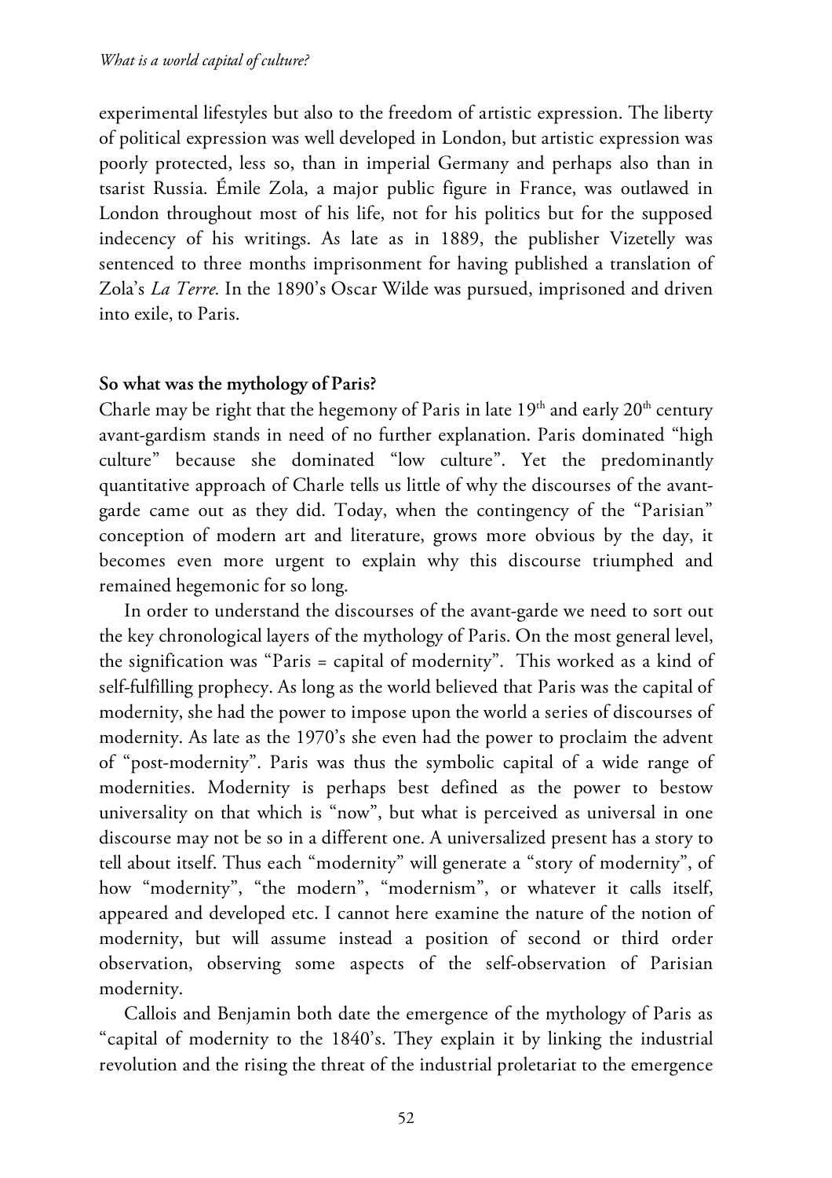experimental lifestyles but also to the freedom of artistic expression. The liberty of political expression was well developed in London, but artistic expression was poorly protected, less so, than in imperial Germany and perhaps also than in tsarist Russia. Émile Zola, a major public figure in France, was outlawed in London throughout most of his life, not for his politics but for the supposed indecency of his writings. As late as in 1889, the publisher Vizetelly was sentenced to three months imprisonment for having published a translation of Zola's *La Terre.* In the 1890's Oscar Wilde was pursued, imprisoned and driven into exile, to Paris.

**So what was the mythology of Paris?**

Charle may be right that the hegemony of Paris in late 19th and early 20th century avant-gardism stands in need of no further explanation. Paris dominated "high culture" because she dominated "low culture". Yet the predominantly quantitative approach of Charle tells us little of why the discourses of the avant-garde came out as they did. Today, when the contingency of the "Parisian" conception of modern art and literature, grows more obvious by the day, it becomes even more urgent to explain why this discourse triumphed and remained hegemonic for so long.

In order to understand the discourses of the avant-garde we need to sort out the key chronological layers of the mythology of Paris. On the most general level, the signification was "Paris = capital of modernity". This worked as a kind of self-fulfilling prophecy. As long as the world believed that Paris was the capital of modernity, she had the power to impose upon the world a series of discourses of modernity. As late as the 1970's she even had the power to proclaim the advent of "post-modernity". Paris was thus the symbolic capital of a wide range of modernities. Modernity is perhaps best defined as the power to bestow universality on that which is "now", but what is perceived as universal in one discourse may not be so in a different one. A universalized present has a story to tell about itself. Thus each "modernity" will generate a "story of modernity", of how "modernity", "the modern", "modernism", or whatever it calls itself, appeared and developed etc. I cannot here examine the nature of the notion of modernity, but will assume instead a position of second or third order observation, observing some aspects of the self-observation of Parisian modernity.

Callois and Benjamin both date the emergence of the mythology of Paris as "capital of modernity to the 1840's. They explain it by linking the industrial revolution and the rising the threat of the industrial proletariat to the emergence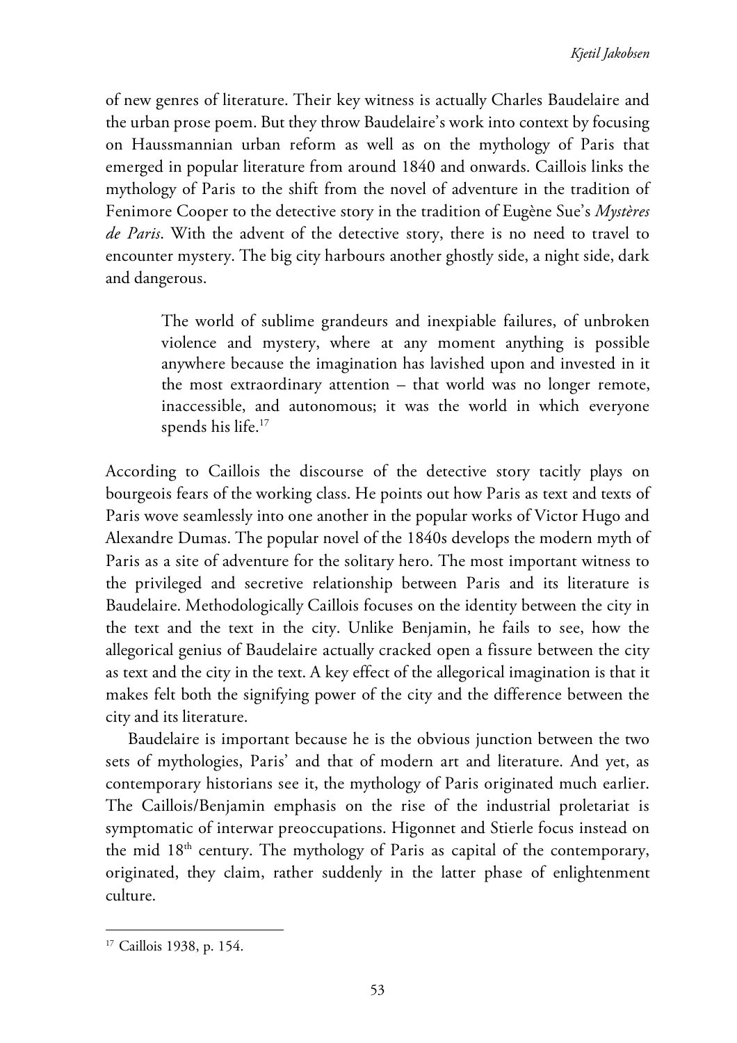of new genres of literature. Their key witness is actually Charles Baudelaire and the urban prose poem. But they throw Baudelaire's work into context by focusing on Haussmannian urban reform as well as on the mythology of Paris that emerged in popular literature from around 1840 and onwards. Caillois links the mythology of Paris to the shift from the novel of adventure in the tradition of Fenimore Cooper to the detective story in the tradition of Eugène Sue's *Mystères de Paris*. With the advent of the detective story, there is no need to travel to encounter mystery. The big city harbours another ghostly side, a night side, dark and dangerous.

> The world of sublime grandeurs and inexpiable failures, of unbroken violence and mystery, where at any moment anything is possible anywhere because the imagination has lavished upon and invested in it the most extraordinary attention – that world was no longer remote, inaccessible, and autonomous; it was the world in which everyone spends his life.[17]

According to Caillois the discourse of the detective story tacitly plays on bourgeois fears of the working class. He points out how Paris as text and texts of Paris wove seamlessly into one another in the popular works of Victor Hugo and Alexandre Dumas. The popular novel of the 1840s develops the modern myth of Paris as a site of adventure for the solitary hero. The most important witness to the privileged and secretive relationship between Paris and its literature is Baudelaire. Methodologically Caillois focuses on the identity between the city in the text and the text in the city. Unlike Benjamin, he fails to see, how the allegorical genius of Baudelaire actually cracked open a fissure between the city as text and the city in the text. A key effect of the allegorical imagination is that it makes felt both the signifying power of the city and the difference between the city and its literature.

Baudelaire is important because he is the obvious junction between the two sets of mythologies, Paris' and that of modern art and literature. And yet, as contemporary historians see it, the mythology of Paris originated much earlier. The Caillois/Benjamin emphasis on the rise of the industrial proletariat is symptomatic of interwar preoccupations. Higonnet and Stierle focus instead on the mid 18th century. The mythology of Paris as capital of the contemporary, originated, they claim, rather suddenly in the latter phase of enlightenment culture.

[17] Caillois 1938, p. 154.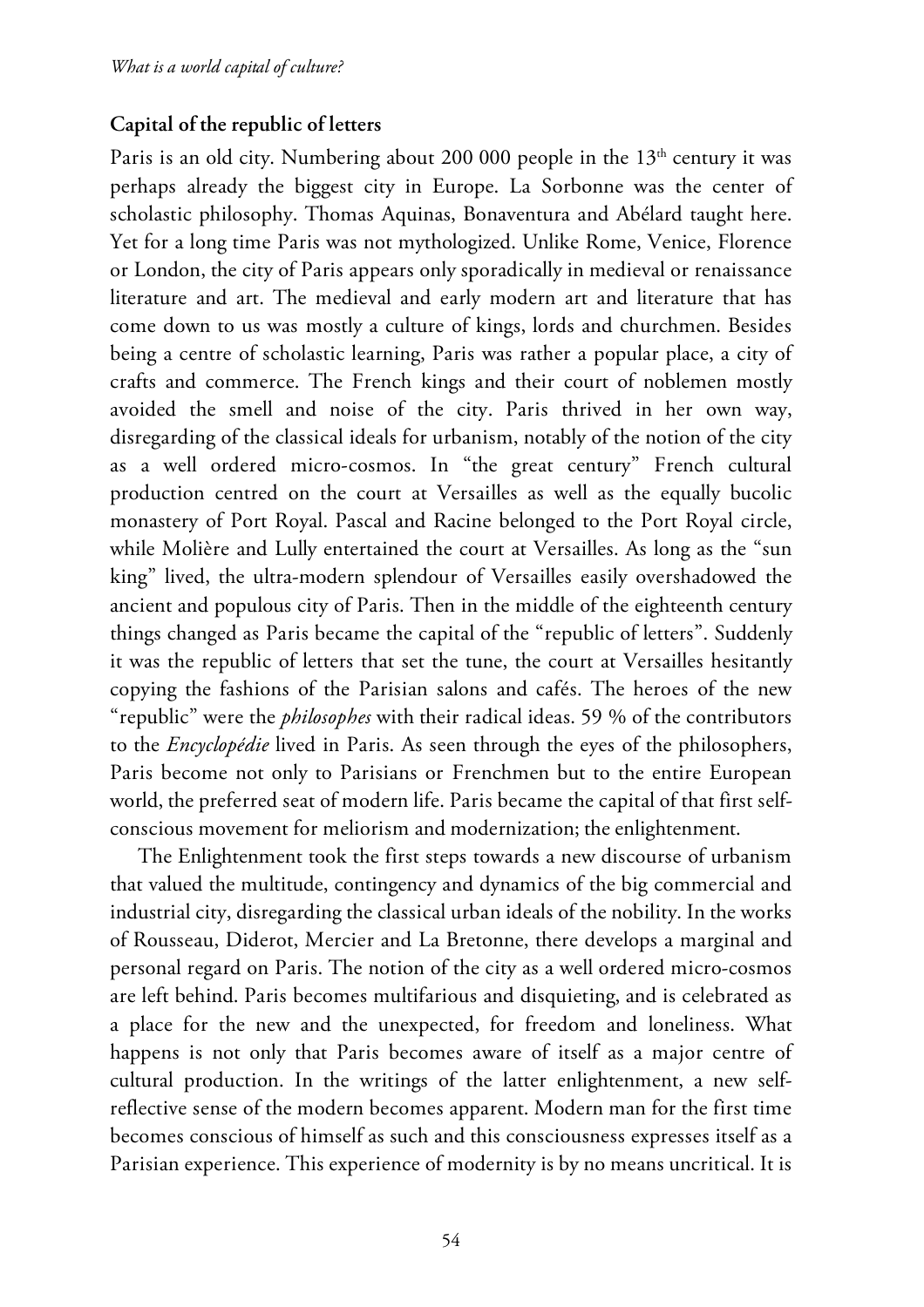## Capital of the republic of letters

Paris is an old city. Numbering about 200 000 people in the 13th century it was perhaps already the biggest city in Europe. La Sorbonne was the center of scholastic philosophy. Thomas Aquinas, Bonaventura and Abélard taught here. Yet for a long time Paris was not mythologized. Unlike Rome, Venice, Florence or London, the city of Paris appears only sporadically in medieval or renaissance literature and art. The medieval and early modern art and literature that has come down to us was mostly a culture of kings, lords and churchmen. Besides being a centre of scholastic learning, Paris was rather a popular place, a city of crafts and commerce. The French kings and their court of noblemen mostly avoided the smell and noise of the city. Paris thrived in her own way, disregarding of the classical ideals for urbanism, notably of the notion of the city as a well ordered micro-cosmos. In "the great century" French cultural production centred on the court at Versailles as well as the equally bucolic monastery of Port Royal. Pascal and Racine belonged to the Port Royal circle, while Molière and Lully entertained the court at Versailles. As long as the "sun king" lived, the ultra-modern splendour of Versailles easily overshadowed the ancient and populous city of Paris. Then in the middle of the eighteenth century things changed as Paris became the capital of the "republic of letters". Suddenly it was the republic of letters that set the tune, the court at Versailles hesitantly copying the fashions of the Parisian salons and cafés. The heroes of the new "republic" were the *philosophes* with their radical ideas. 59 % of the contributors to the *Encyclopédie* lived in Paris. As seen through the eyes of the philosophers, Paris become not only to Parisians or Frenchmen but to the entire European world, the preferred seat of modern life. Paris became the capital of that first self-conscious movement for meliorism and modernization; the enlightenment.

The Enlightenment took the first steps towards a new discourse of urbanism that valued the multitude, contingency and dynamics of the big commercial and industrial city, disregarding the classical urban ideals of the nobility. In the works of Rousseau, Diderot, Mercier and La Bretonne, there develops a marginal and personal regard on Paris. The notion of the city as a well ordered micro-cosmos are left behind. Paris becomes multifarious and disquieting, and is celebrated as a place for the new and the unexpected, for freedom and loneliness. What happens is not only that Paris becomes aware of itself as a major centre of cultural production. In the writings of the latter enlightenment, a new self-reflective sense of the modern becomes apparent. Modern man for the first time becomes conscious of himself as such and this consciousness expresses itself as a Parisian experience. This experience of modernity is by no means uncritical. It is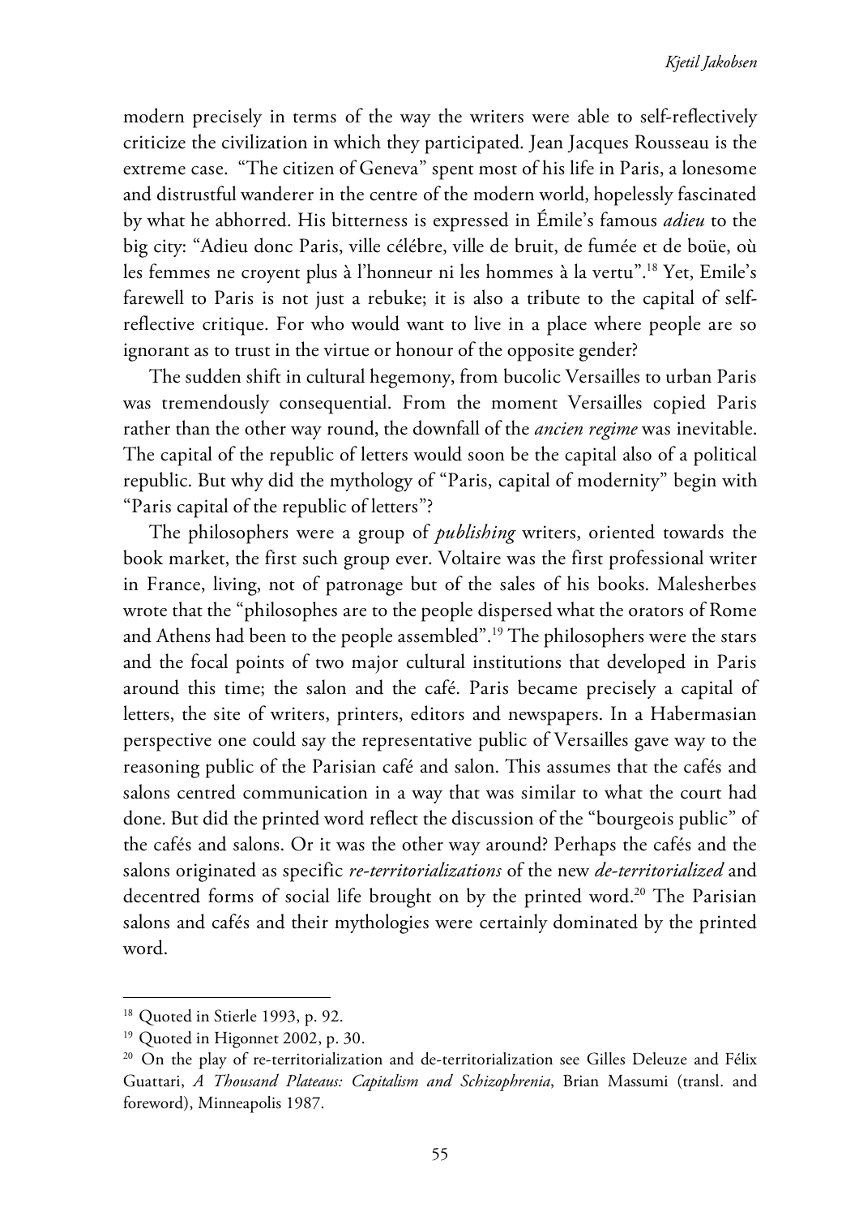modern precisely in terms of the way the writers were able to self-reflectively criticize the civilization in which they participated. Jean Jacques Rousseau is the extreme case. "The citizen of Geneva" spent most of his life in Paris, a lonesome and distrustful wanderer in the centre of the modern world, hopelessly fascinated by what he abhorred. His bitterness is expressed in Émile's famous *adieu* to the big city: "Adieu donc Paris, ville célébre, ville de bruit, de fumée et de boüe, où les femmes ne croyent plus à l'honneur ni les hommes à la vertu".[18] Yet, Emile's farewell to Paris is not just a rebuke; it is also a tribute to the capital of self-reflective critique. For who would want to live in a place where people are so ignorant as to trust in the virtue or honour of the opposite gender?

The sudden shift in cultural hegemony, from bucolic Versailles to urban Paris was tremendously consequential. From the moment Versailles copied Paris rather than the other way round, the downfall of the *ancien regime* was inevitable. The capital of the republic of letters would soon be the capital also of a political republic. But why did the mythology of "Paris, capital of modernity" begin with "Paris capital of the republic of letters"?

The philosophers were a group of *publishing* writers, oriented towards the book market, the first such group ever. Voltaire was the first professional writer in France, living, not of patronage but of the sales of his books. Malesherbes wrote that the "philosophes are to the people dispersed what the orators of Rome and Athens had been to the people assembled".[19] The philosophers were the stars and the focal points of two major cultural institutions that developed in Paris around this time; the salon and the café. Paris became precisely a capital of letters, the site of writers, printers, editors and newspapers. In a Habermasian perspective one could say the representative public of Versailles gave way to the reasoning public of the Parisian café and salon. This assumes that the cafés and salons centred communication in a way that was similar to what the court had done. But did the printed word reflect the discussion of the "bourgeois public" of the cafés and salons. Or it was the other way around? Perhaps the cafés and the salons originated as specific *re-territorializations* of the new *de-territorialized* and decentred forms of social life brought on by the printed word.[20] The Parisian salons and cafés and their mythologies were certainly dominated by the printed word.

---

[18] Quoted in Stierle 1993, p. 92.

[19] Quoted in Higonnet 2002, p. 30.

[20] On the play of re-territorialization and de-territorialization see Gilles Deleuze and Félix Guattari, *A Thousand Plateaus: Capitalism and Schizophrenia*, Brian Massumi (transl. and foreword), Minneapolis 1987.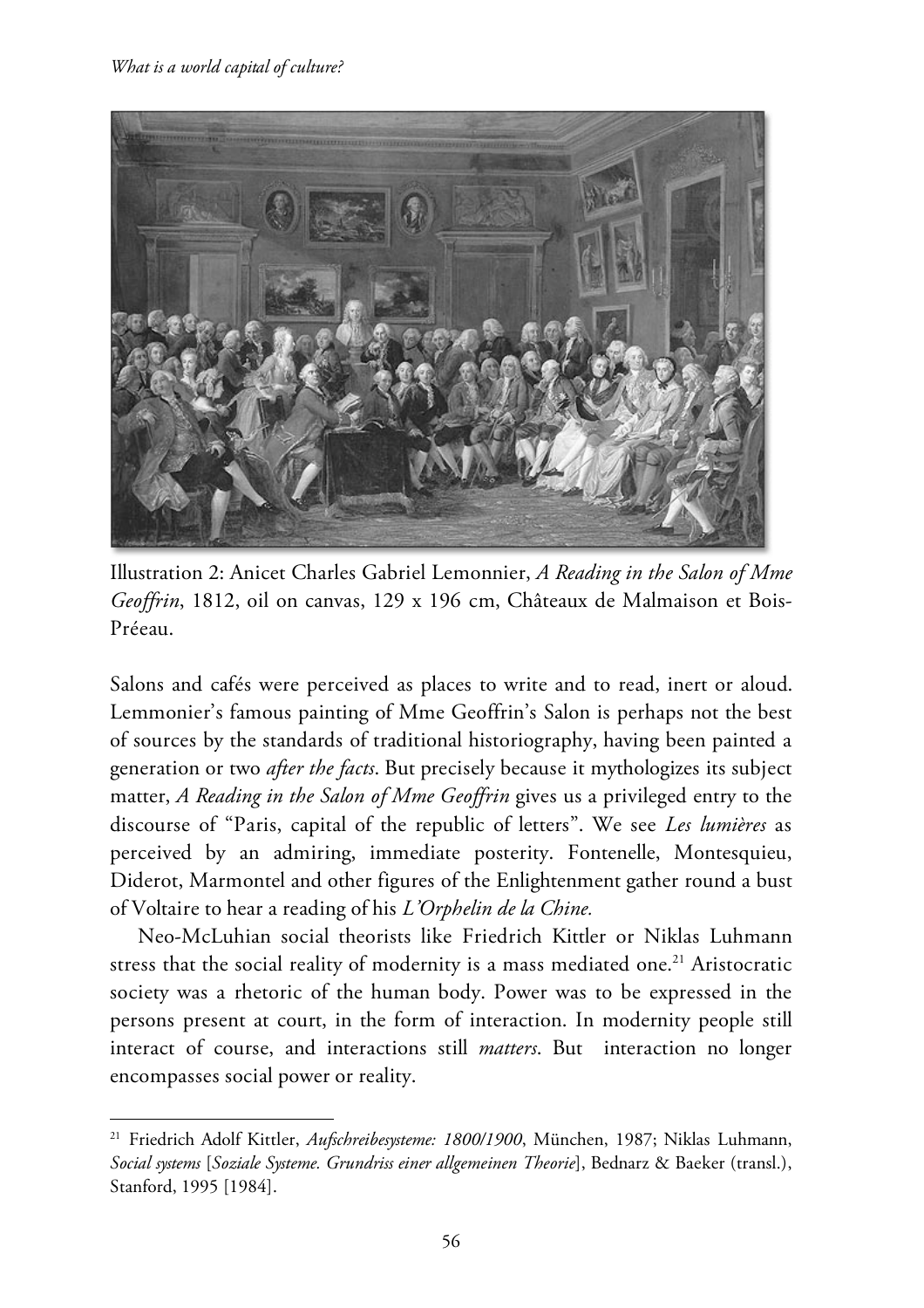Illustration 2: Anicet Charles Gabriel Lemonnier, *A Reading in the Salon of Mme Geoffrin*, 1812, oil on canvas, 129 x 196 cm, Châteaux de Malmaison et Bois-Préeau.

Salons and cafés were perceived as places to write and to read, inert or aloud. Lemmonier's famous painting of Mme Geoffrin's Salon is perhaps not the best of sources by the standards of traditional historiography, having been painted a generation or two *after the facts*. But precisely because it mythologizes its subject matter, *A Reading in the Salon of Mme Geoffrin* gives us a privileged entry to the discourse of "Paris, capital of the republic of letters". We see *Les lumières* as perceived by an admiring, immediate posterity. Fontenelle, Montesquieu, Diderot, Marmontel and other figures of the Enlightenment gather round a bust of Voltaire to hear a reading of his *L'Orphelin de la Chine.*

Neo-McLuhian social theorists like Friedrich Kittler or Niklas Luhmann stress that the social reality of modernity is a mass mediated one.[21] Aristocratic society was a rhetoric of the human body. Power was to be expressed in the persons present at court, in the form of interaction. In modernity people still interact of course, and interactions still *matters*. But interaction no longer encompasses social power or reality.

---

[21] Friedrich Adolf Kittler, *Aufschreibesysteme: 1800/1900*, München, 1987; Niklas Luhmann, *Social systems* [*Soziale Systeme. Grundriss einer allgemeinen Theorie*], Bednarz & Baeker (transl.), Stanford, 1995 [1984].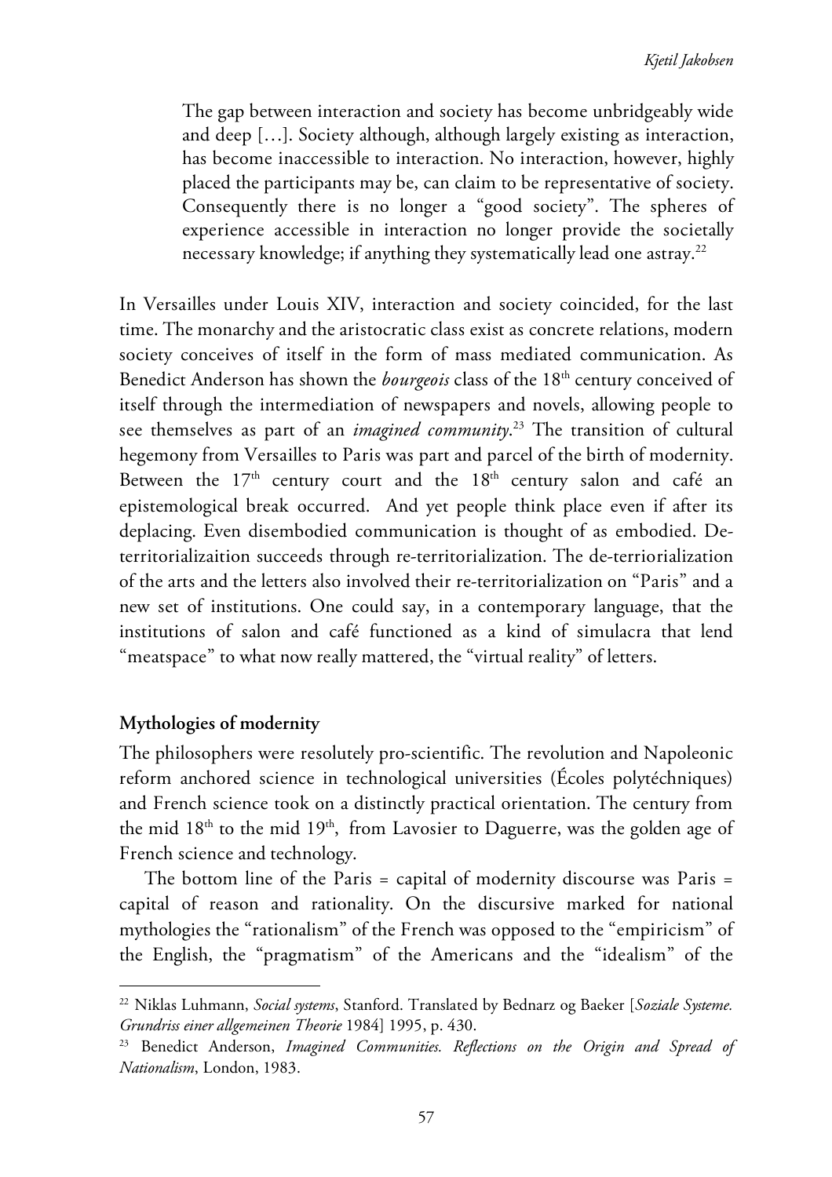> The gap between interaction and society has become unbridgeably wide and deep […]. Society although, although largely existing as interaction, has become inaccessible to interaction. No interaction, however, highly placed the participants may be, can claim to be representative of society. Consequently there is no longer a "good society". The spheres of experience accessible in interaction no longer provide the societally necessary knowledge; if anything they systematically lead one astray.[22]

In Versailles under Louis XIV, interaction and society coincided, for the last time. The monarchy and the aristocratic class exist as concrete relations, modern society conceives of itself in the form of mass mediated communication. As Benedict Anderson has shown the *bourgeois* class of the 18th century conceived of itself through the intermediation of newspapers and novels, allowing people to see themselves as part of an *imagined community*.[23] The transition of cultural hegemony from Versailles to Paris was part and parcel of the birth of modernity. Between the 17th century court and the 18th century salon and café an epistemological break occurred. And yet people think place even if after its deplacing. Even disembodied communication is thought of as embodied. De-territorializaition succeeds through re-territorialization. The de-terriorialization of the arts and the letters also involved their re-territorialization on "Paris" and a new set of institutions. One could say, in a contemporary language, that the institutions of salon and café functioned as a kind of simulacra that lend "meatspace" to what now really mattered, the "virtual reality" of letters.

## Mythologies of modernity

The philosophers were resolutely pro-scientific. The revolution and Napoleonic reform anchored science in technological universities (Écoles polytéchniques) and French science took on a distinctly practical orientation. The century from the mid 18th to the mid 19th, from Lavosier to Daguerre, was the golden age of French science and technology.

The bottom line of the Paris = capital of modernity discourse was Paris = capital of reason and rationality. On the discursive marked for national mythologies the "rationalism" of the French was opposed to the "empiricism" of the English, the "pragmatism" of the Americans and the "idealism" of the

---

[22] Niklas Luhmann, *Social systems*, Stanford. Translated by Bednarz og Baeker [*Soziale Systeme. Grundriss einer allgemeinen Theorie* 1984] 1995, p. 430.

[23] Benedict Anderson, *Imagined Communities. Reflections on the Origin and Spread of Nationalism*, London, 1983.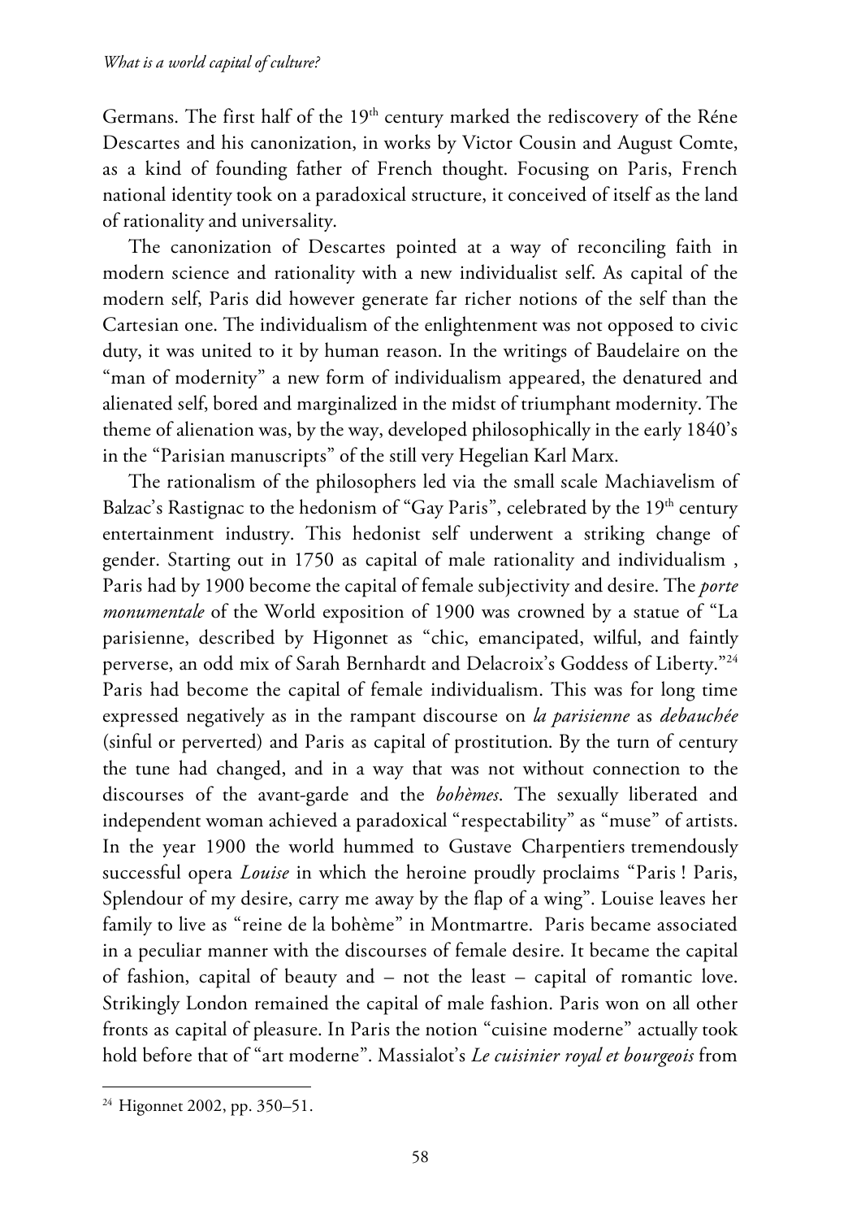Germans. The first half of the 19th century marked the rediscovery of the Réne Descartes and his canonization, in works by Victor Cousin and August Comte, as a kind of founding father of French thought. Focusing on Paris, French national identity took on a paradoxical structure, it conceived of itself as the land of rationality and universality.

The canonization of Descartes pointed at a way of reconciling faith in modern science and rationality with a new individualist self. As capital of the modern self, Paris did however generate far richer notions of the self than the Cartesian one. The individualism of the enlightenment was not opposed to civic duty, it was united to it by human reason. In the writings of Baudelaire on the "man of modernity" a new form of individualism appeared, the denatured and alienated self, bored and marginalized in the midst of triumphant modernity. The theme of alienation was, by the way, developed philosophically in the early 1840's in the "Parisian manuscripts" of the still very Hegelian Karl Marx.

The rationalism of the philosophers led via the small scale Machiavelism of Balzac's Rastignac to the hedonism of "Gay Paris", celebrated by the 19th century entertainment industry. This hedonist self underwent a striking change of gender. Starting out in 1750 as capital of male rationality and individualism , Paris had by 1900 become the capital of female subjectivity and desire. The *porte monumentale* of the World exposition of 1900 was crowned by a statue of "La parisienne, described by Higonnet as "chic, emancipated, wilful, and faintly perverse, an odd mix of Sarah Bernhardt and Delacroix's Goddess of Liberty."[24] Paris had become the capital of female individualism. This was for long time expressed negatively as in the rampant discourse on *la parisienne* as *debauchée* (sinful or perverted) and Paris as capital of prostitution. By the turn of century the tune had changed, and in a way that was not without connection to the discourses of the avant-garde and the *bohèmes*. The sexually liberated and independent woman achieved a paradoxical "respectability" as "muse" of artists. In the year 1900 the world hummed to Gustave Charpentiers tremendously successful opera *Louise* in which the heroine proudly proclaims "Paris ! Paris, Splendour of my desire, carry me away by the flap of a wing". Louise leaves her family to live as "reine de la bohème" in Montmartre. Paris became associated in a peculiar manner with the discourses of female desire. It became the capital of fashion, capital of beauty and – not the least – capital of romantic love. Strikingly London remained the capital of male fashion. Paris won on all other fronts as capital of pleasure. In Paris the notion "cuisine moderne" actually took hold before that of "art moderne". Massialot's *Le cuisinier royal et bourgeois* from

[24] Higonnet 2002, pp. 350–51.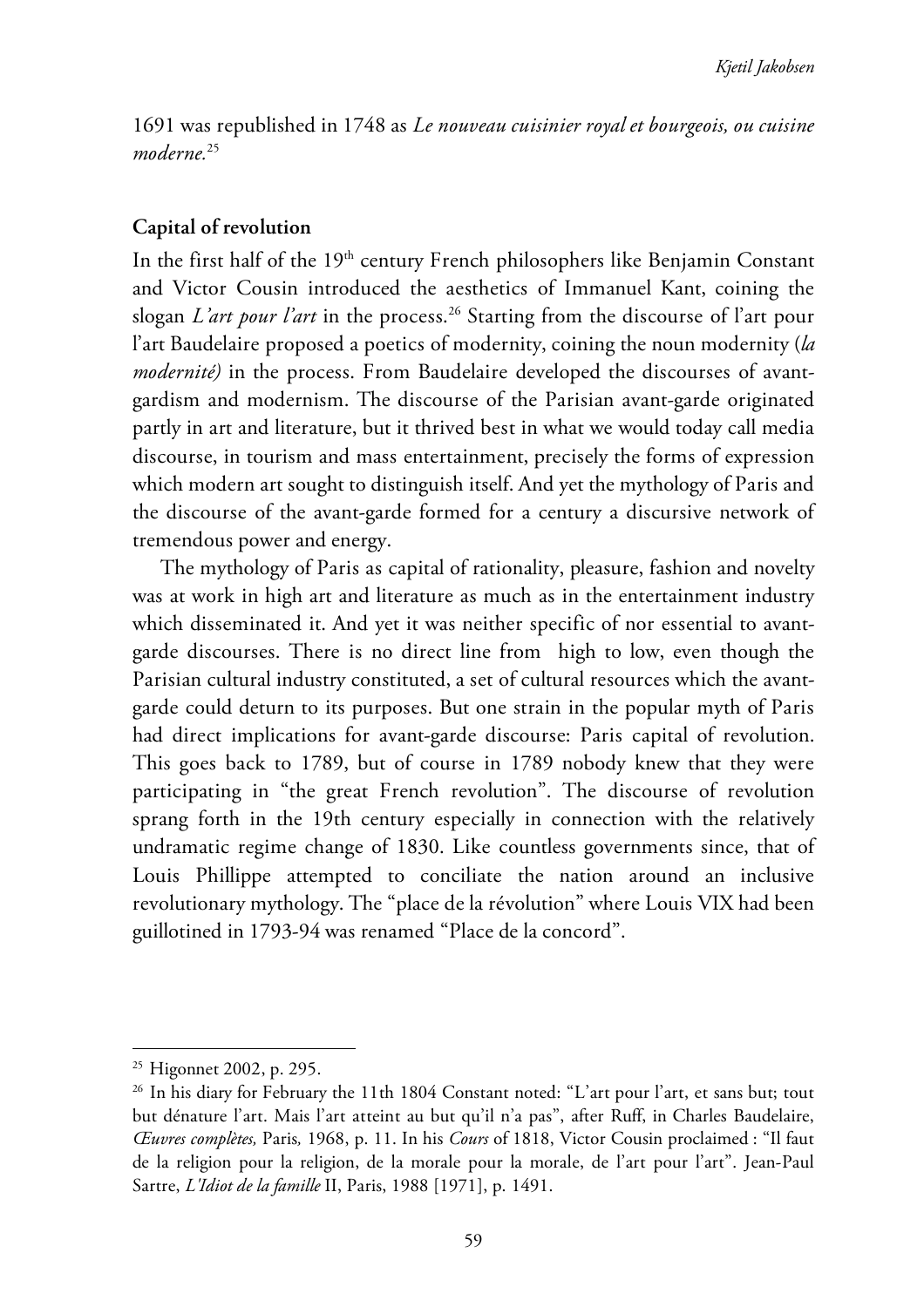1691 was republished in 1748 as *Le nouveau cuisinier royal et bourgeois, ou cuisine moderne.*[25]

**Capital of revolution**

In the first half of the 19[th] century French philosophers like Benjamin Constant and Victor Cousin introduced the aesthetics of Immanuel Kant, coining the slogan *L'art pour l'art* in the process.[26] Starting from the discourse of l'art pour l'art Baudelaire proposed a poetics of modernity, coining the noun modernity (*la modernité)* in the process. From Baudelaire developed the discourses of avant-gardism and modernism. The discourse of the Parisian avant-garde originated partly in art and literature, but it thrived best in what we would today call media discourse, in tourism and mass entertainment, precisely the forms of expression which modern art sought to distinguish itself. And yet the mythology of Paris and the discourse of the avant-garde formed for a century a discursive network of tremendous power and energy.

The mythology of Paris as capital of rationality, pleasure, fashion and novelty was at work in high art and literature as much as in the entertainment industry which disseminated it. And yet it was neither specific of nor essential to avant-garde discourses. There is no direct line from high to low, even though the Parisian cultural industry constituted, a set of cultural resources which the avant-garde could deturn to its purposes. But one strain in the popular myth of Paris had direct implications for avant-garde discourse: Paris capital of revolution. This goes back to 1789, but of course in 1789 nobody knew that they were participating in "the great French revolution". The discourse of revolution sprang forth in the 19th century especially in connection with the relatively undramatic regime change of 1830. Like countless governments since, that of Louis Phillippe attempted to conciliate the nation around an inclusive revolutionary mythology. The "place de la révolution" where Louis VIX had been guillotined in 1793-94 was renamed "Place de la concord".

---

[25] Higonnet 2002, p. 295.

[26] In his diary for February the 11th 1804 Constant noted: "L'art pour l'art, et sans but; tout but dénature l'art. Mais l'art atteint au but qu'il n'a pas", after Ruff, in Charles Baudelaire, *Œuvres complètes,* Paris*,* 1968, p. 11. In his *Cours* of 1818, Victor Cousin proclaimed : "Il faut de la religion pour la religion, de la morale pour la morale, de l'art pour l'art". Jean-Paul Sartre, *L'Idiot de la famille* II, Paris, 1988 [1971], p. 1491.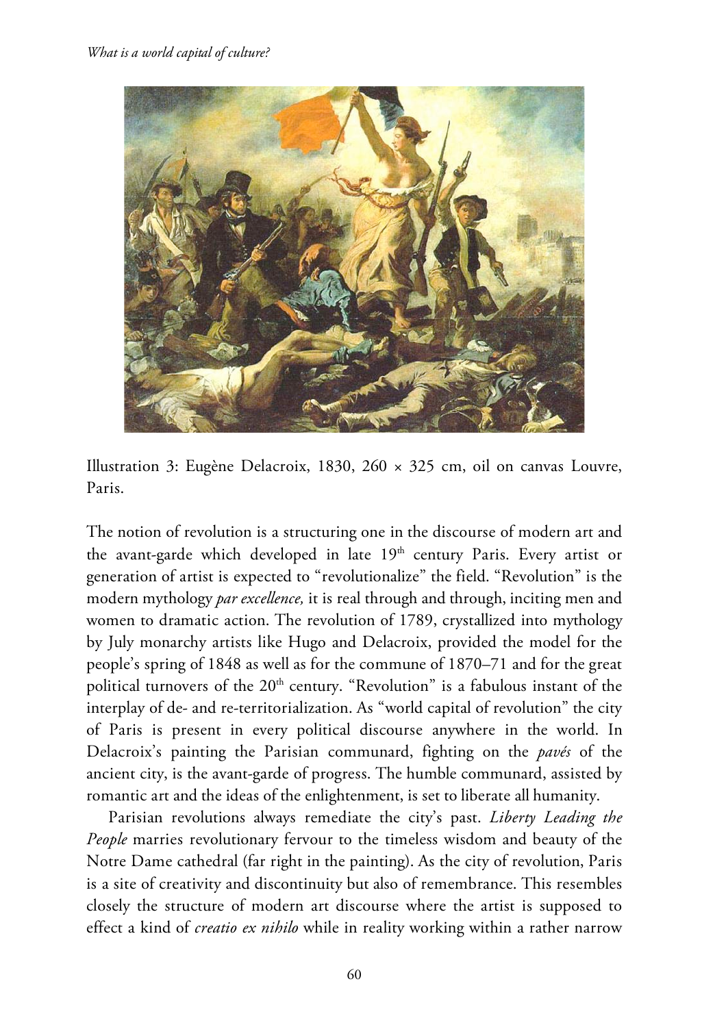Illustration 3: Eugène Delacroix, 1830, 260 × 325 cm, oil on canvas Louvre, Paris.

The notion of revolution is a structuring one in the discourse of modern art and the avant-garde which developed in late 19th century Paris. Every artist or generation of artist is expected to "revolutionalize" the field. "Revolution" is the modern mythology *par excellence,* it is real through and through, inciting men and women to dramatic action. The revolution of 1789, crystallized into mythology by July monarchy artists like Hugo and Delacroix, provided the model for the people's spring of 1848 as well as for the commune of 1870–71 and for the great political turnovers of the 20th century. "Revolution" is a fabulous instant of the interplay of de- and re-territorialization. As "world capital of revolution" the city of Paris is present in every political discourse anywhere in the world. In Delacroix's painting the Parisian communard, fighting on the *pavés* of the ancient city, is the avant-garde of progress. The humble communard, assisted by romantic art and the ideas of the enlightenment, is set to liberate all humanity.

Parisian revolutions always remediate the city's past. *Liberty Leading the People* marries revolutionary fervour to the timeless wisdom and beauty of the Notre Dame cathedral (far right in the painting). As the city of revolution, Paris is a site of creativity and discontinuity but also of remembrance. This resembles closely the structure of modern art discourse where the artist is supposed to effect a kind of *creatio ex nihilo* while in reality working within a rather narrow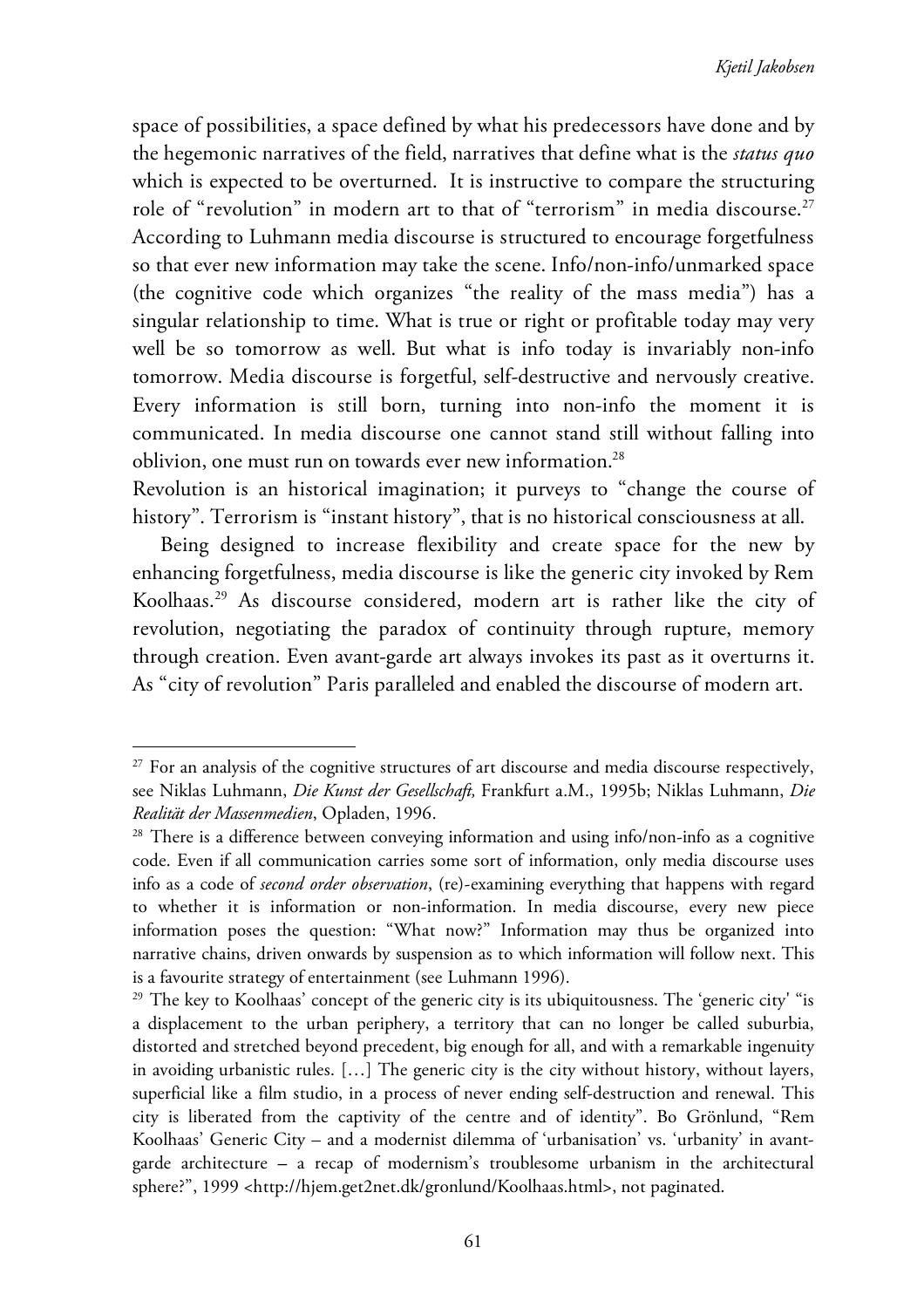space of possibilities, a space defined by what his predecessors have done and by the hegemonic narratives of the field, narratives that define what is the *status quo* which is expected to be overturned. It is instructive to compare the structuring role of "revolution" in modern art to that of "terrorism" in media discourse.[27] According to Luhmann media discourse is structured to encourage forgetfulness so that ever new information may take the scene. Info/non-info/unmarked space (the cognitive code which organizes "the reality of the mass media") has a singular relationship to time. What is true or right or profitable today may very well be so tomorrow as well. But what is info today is invariably non-info tomorrow. Media discourse is forgetful, self-destructive and nervously creative. Every information is still born, turning into non-info the moment it is communicated. In media discourse one cannot stand still without falling into oblivion, one must run on towards ever new information.[28]

Revolution is an historical imagination; it purveys to "change the course of history". Terrorism is "instant history", that is no historical consciousness at all.

Being designed to increase flexibility and create space for the new by enhancing forgetfulness, media discourse is like the generic city invoked by Rem Koolhaas.[29] As discourse considered, modern art is rather like the city of revolution, negotiating the paradox of continuity through rupture, memory through creation. Even avant-garde art always invokes its past as it overturns it. As "city of revolution" Paris paralleled and enabled the discourse of modern art.

---

[27] For an analysis of the cognitive structures of art discourse and media discourse respectively, see Niklas Luhmann, *Die Kunst der Gesellschaft,* Frankfurt a.M., 1995b; Niklas Luhmann, *Die Realität der Massenmedien*, Opladen, 1996.

[28] There is a difference between conveying information and using info/non-info as a cognitive code. Even if all communication carries some sort of information, only media discourse uses info as a code of *second order observation*, (re)-examining everything that happens with regard to whether it is information or non-information. In media discourse, every new piece information poses the question: "What now?" Information may thus be organized into narrative chains, driven onwards by suspension as to which information will follow next. This is a favourite strategy of entertainment (see Luhmann 1996).

[29] The key to Koolhaas' concept of the generic city is its ubiquitousness. The 'generic city' "is a displacement to the urban periphery, a territory that can no longer be called suburbia, distorted and stretched beyond precedent, big enough for all, and with a remarkable ingenuity in avoiding urbanistic rules. […] The generic city is the city without history, without layers, superficial like a film studio, in a process of never ending self-destruction and renewal. This city is liberated from the captivity of the centre and of identity". Bo Grönlund, "Rem Koolhaas' Generic City – and a modernist dilemma of 'urbanisation' vs. 'urbanity' in avant-garde architecture – a recap of modernism's troublesome urbanism in the architectural sphere?", 1999 <http://hjem.get2net.dk/gronlund/Koolhaas.html>, not paginated.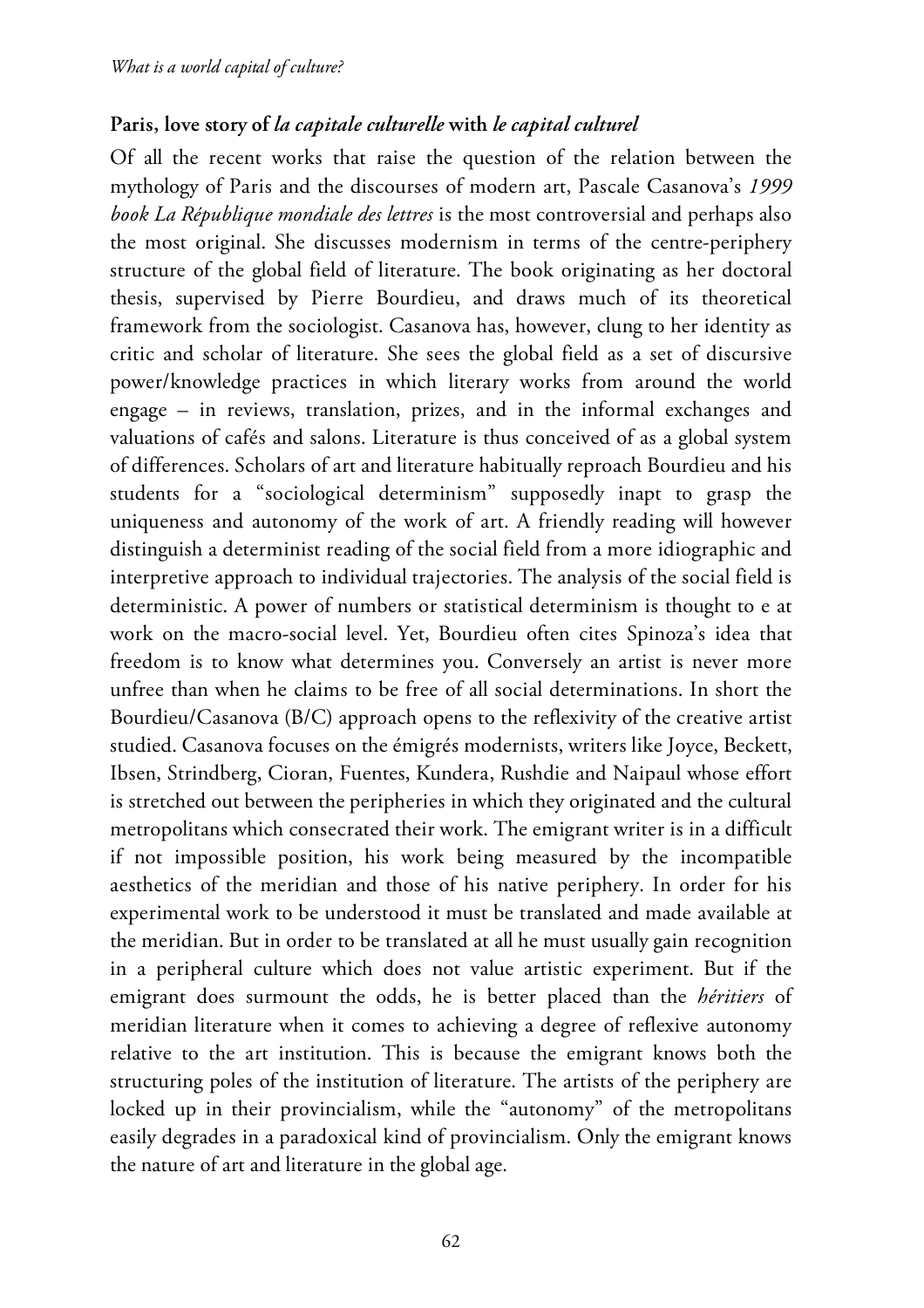## Paris, love story of *la capitale culturelle* with *le capital culturel*

Of all the recent works that raise the question of the relation between the mythology of Paris and the discourses of modern art, Pascale Casanova's *1999 book La République mondiale des lettres* is the most controversial and perhaps also the most original. She discusses modernism in terms of the centre-periphery structure of the global field of literature. The book originating as her doctoral thesis, supervised by Pierre Bourdieu, and draws much of its theoretical framework from the sociologist. Casanova has, however, clung to her identity as critic and scholar of literature. She sees the global field as a set of discursive power/knowledge practices in which literary works from around the world engage – in reviews, translation, prizes, and in the informal exchanges and valuations of cafés and salons. Literature is thus conceived of as a global system of differences. Scholars of art and literature habitually reproach Bourdieu and his students for a "sociological determinism" supposedly inapt to grasp the uniqueness and autonomy of the work of art. A friendly reading will however distinguish a determinist reading of the social field from a more idiographic and interpretive approach to individual trajectories. The analysis of the social field is deterministic. A power of numbers or statistical determinism is thought to e at work on the macro-social level. Yet, Bourdieu often cites Spinoza's idea that freedom is to know what determines you. Conversely an artist is never more unfree than when he claims to be free of all social determinations. In short the Bourdieu/Casanova (B/C) approach opens to the reflexivity of the creative artist studied. Casanova focuses on the émigrés modernists, writers like Joyce, Beckett, Ibsen, Strindberg, Cioran, Fuentes, Kundera, Rushdie and Naipaul whose effort is stretched out between the peripheries in which they originated and the cultural metropolitans which consecrated their work. The emigrant writer is in a difficult if not impossible position, his work being measured by the incompatible aesthetics of the meridian and those of his native periphery. In order for his experimental work to be understood it must be translated and made available at the meridian. But in order to be translated at all he must usually gain recognition in a peripheral culture which does not value artistic experiment. But if the emigrant does surmount the odds, he is better placed than the *héritiers* of meridian literature when it comes to achieving a degree of reflexive autonomy relative to the art institution. This is because the emigrant knows both the structuring poles of the institution of literature. The artists of the periphery are locked up in their provincialism, while the "autonomy" of the metropolitans easily degrades in a paradoxical kind of provincialism. Only the emigrant knows the nature of art and literature in the global age.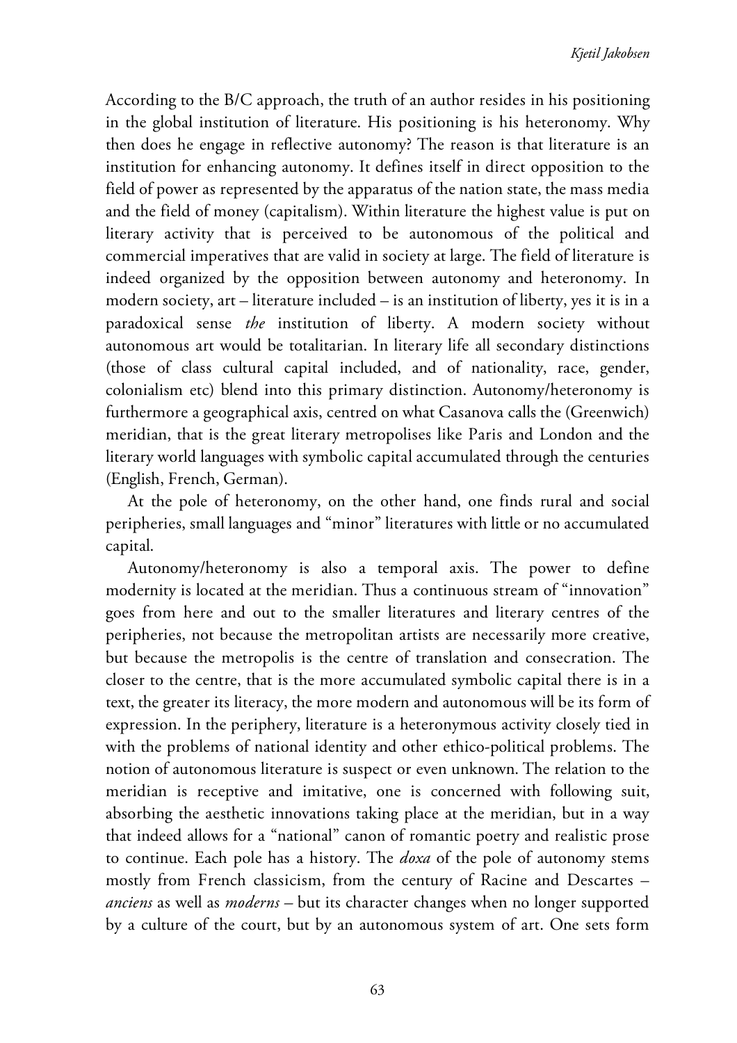According to the B/C approach, the truth of an author resides in his positioning in the global institution of literature. His positioning is his heteronomy. Why then does he engage in reflective autonomy? The reason is that literature is an institution for enhancing autonomy. It defines itself in direct opposition to the field of power as represented by the apparatus of the nation state, the mass media and the field of money (capitalism). Within literature the highest value is put on literary activity that is perceived to be autonomous of the political and commercial imperatives that are valid in society at large. The field of literature is indeed organized by the opposition between autonomy and heteronomy. In modern society, art – literature included – is an institution of liberty, yes it is in a paradoxical sense *the* institution of liberty. A modern society without autonomous art would be totalitarian. In literary life all secondary distinctions (those of class cultural capital included, and of nationality, race, gender, colonialism etc) blend into this primary distinction. Autonomy/heteronomy is furthermore a geographical axis, centred on what Casanova calls the (Greenwich) meridian, that is the great literary metropolises like Paris and London and the literary world languages with symbolic capital accumulated through the centuries (English, French, German).

At the pole of heteronomy, on the other hand, one finds rural and social peripheries, small languages and "minor" literatures with little or no accumulated capital.

Autonomy/heteronomy is also a temporal axis. The power to define modernity is located at the meridian. Thus a continuous stream of "innovation" goes from here and out to the smaller literatures and literary centres of the peripheries, not because the metropolitan artists are necessarily more creative, but because the metropolis is the centre of translation and consecration. The closer to the centre, that is the more accumulated symbolic capital there is in a text, the greater its literacy, the more modern and autonomous will be its form of expression. In the periphery, literature is a heteronymous activity closely tied in with the problems of national identity and other ethico-political problems. The notion of autonomous literature is suspect or even unknown. The relation to the meridian is receptive and imitative, one is concerned with following suit, absorbing the aesthetic innovations taking place at the meridian, but in a way that indeed allows for a "national" canon of romantic poetry and realistic prose to continue. Each pole has a history. The *doxa* of the pole of autonomy stems mostly from French classicism, from the century of Racine and Descartes – *anciens* as well as *moderns* – but its character changes when no longer supported by a culture of the court, but by an autonomous system of art. One sets form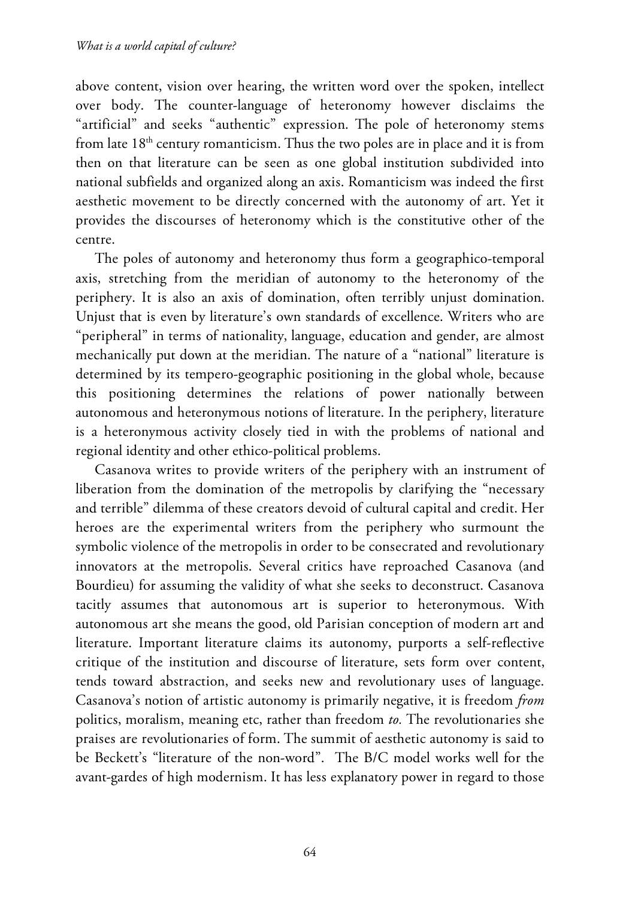above content, vision over hearing, the written word over the spoken, intellect over body. The counter-language of heteronomy however disclaims the "artificial" and seeks "authentic" expression. The pole of heteronomy stems from late 18th century romanticism. Thus the two poles are in place and it is from then on that literature can be seen as one global institution subdivided into national subfields and organized along an axis. Romanticism was indeed the first aesthetic movement to be directly concerned with the autonomy of art. Yet it provides the discourses of heteronomy which is the constitutive other of the centre.

The poles of autonomy and heteronomy thus form a geographico-temporal axis, stretching from the meridian of autonomy to the heteronomy of the periphery. It is also an axis of domination, often terribly unjust domination. Unjust that is even by literature's own standards of excellence. Writers who are "peripheral" in terms of nationality, language, education and gender, are almost mechanically put down at the meridian. The nature of a "national" literature is determined by its tempero-geographic positioning in the global whole, because this positioning determines the relations of power nationally between autonomous and heteronymous notions of literature. In the periphery, literature is a heteronymous activity closely tied in with the problems of national and regional identity and other ethico-political problems.

Casanova writes to provide writers of the periphery with an instrument of liberation from the domination of the metropolis by clarifying the "necessary and terrible" dilemma of these creators devoid of cultural capital and credit. Her heroes are the experimental writers from the periphery who surmount the symbolic violence of the metropolis in order to be consecrated and revolutionary innovators at the metropolis. Several critics have reproached Casanova (and Bourdieu) for assuming the validity of what she seeks to deconstruct. Casanova tacitly assumes that autonomous art is superior to heteronymous. With autonomous art she means the good, old Parisian conception of modern art and literature. Important literature claims its autonomy, purports a self-reflective critique of the institution and discourse of literature, sets form over content, tends toward abstraction, and seeks new and revolutionary uses of language. Casanova's notion of artistic autonomy is primarily negative, it is freedom *from* politics, moralism, meaning etc, rather than freedom *to.* The revolutionaries she praises are revolutionaries of form. The summit of aesthetic autonomy is said to be Beckett's "literature of the non-word". The B/C model works well for the avant-gardes of high modernism. It has less explanatory power in regard to those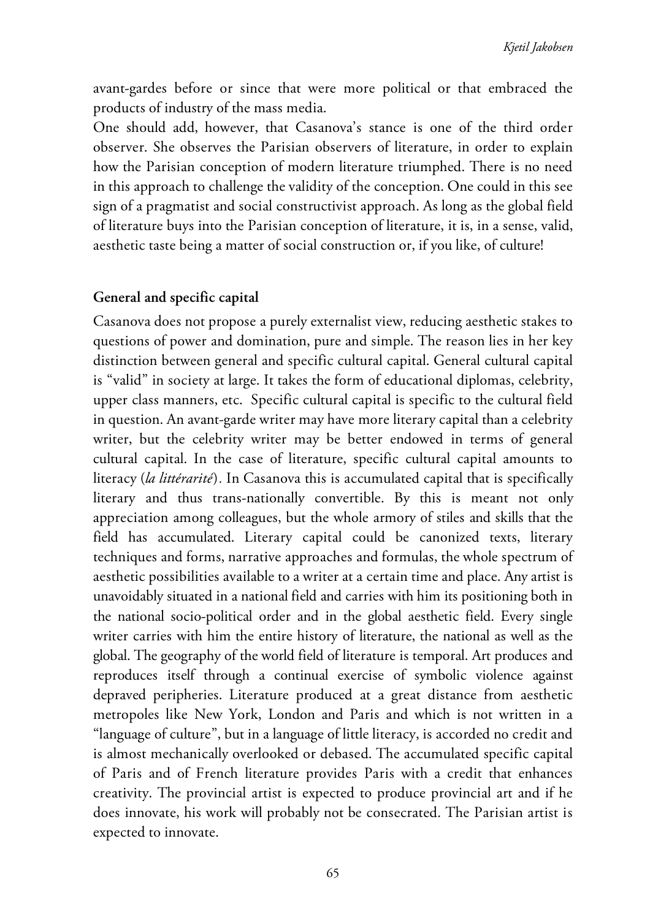avant-gardes before or since that were more political or that embraced the products of industry of the mass media.

One should add, however, that Casanova's stance is one of the third order observer. She observes the Parisian observers of literature, in order to explain how the Parisian conception of modern literature triumphed. There is no need in this approach to challenge the validity of the conception. One could in this see sign of a pragmatist and social constructivist approach. As long as the global field of literature buys into the Parisian conception of literature, it is, in a sense, valid, aesthetic taste being a matter of social construction or, if you like, of culture!

## General and specific capital

Casanova does not propose a purely externalist view, reducing aesthetic stakes to questions of power and domination, pure and simple. The reason lies in her key distinction between general and specific cultural capital. General cultural capital is "valid" in society at large. It takes the form of educational diplomas, celebrity, upper class manners, etc. Specific cultural capital is specific to the cultural field in question. An avant-garde writer may have more literary capital than a celebrity writer, but the celebrity writer may be better endowed in terms of general cultural capital. In the case of literature, specific cultural capital amounts to literacy (*la littérarité*). In Casanova this is accumulated capital that is specifically literary and thus trans-nationally convertible. By this is meant not only appreciation among colleagues, but the whole armory of stiles and skills that the field has accumulated. Literary capital could be canonized texts, literary techniques and forms, narrative approaches and formulas, the whole spectrum of aesthetic possibilities available to a writer at a certain time and place. Any artist is unavoidably situated in a national field and carries with him its positioning both in the national socio-political order and in the global aesthetic field. Every single writer carries with him the entire history of literature, the national as well as the global. The geography of the world field of literature is temporal. Art produces and reproduces itself through a continual exercise of symbolic violence against depraved peripheries. Literature produced at a great distance from aesthetic metropoles like New York, London and Paris and which is not written in a "language of culture", but in a language of little literacy, is accorded no credit and is almost mechanically overlooked or debased. The accumulated specific capital of Paris and of French literature provides Paris with a credit that enhances creativity. The provincial artist is expected to produce provincial art and if he does innovate, his work will probably not be consecrated. The Parisian artist is expected to innovate.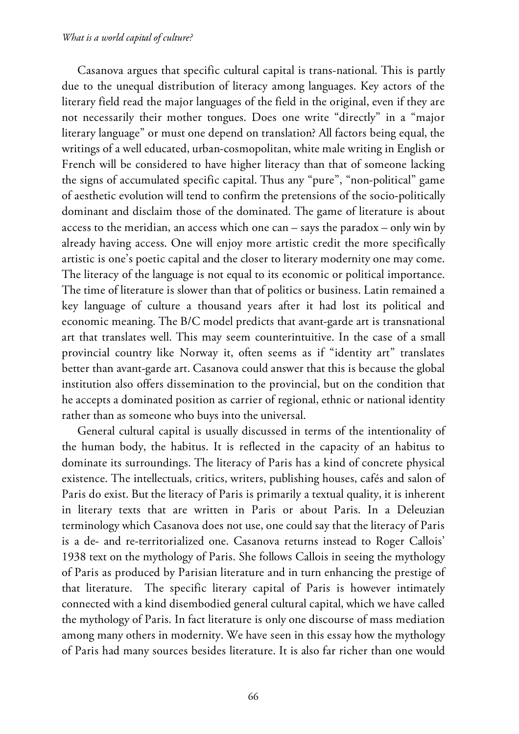Casanova argues that specific cultural capital is trans-national. This is partly due to the unequal distribution of literacy among languages. Key actors of the literary field read the major languages of the field in the original, even if they are not necessarily their mother tongues. Does one write "directly" in a "major literary language" or must one depend on translation? All factors being equal, the writings of a well educated, urban-cosmopolitan, white male writing in English or French will be considered to have higher literacy than that of someone lacking the signs of accumulated specific capital. Thus any "pure", "non-political" game of aesthetic evolution will tend to confirm the pretensions of the socio-politically dominant and disclaim those of the dominated. The game of literature is about access to the meridian, an access which one can – says the paradox – only win by already having access. One will enjoy more artistic credit the more specifically artistic is one's poetic capital and the closer to literary modernity one may come. The literacy of the language is not equal to its economic or political importance. The time of literature is slower than that of politics or business. Latin remained a key language of culture a thousand years after it had lost its political and economic meaning. The B/C model predicts that avant-garde art is transnational art that translates well. This may seem counterintuitive. In the case of a small provincial country like Norway it, often seems as if "identity art" translates better than avant-garde art. Casanova could answer that this is because the global institution also offers dissemination to the provincial, but on the condition that he accepts a dominated position as carrier of regional, ethnic or national identity rather than as someone who buys into the universal.

General cultural capital is usually discussed in terms of the intentionality of the human body, the habitus. It is reflected in the capacity of an habitus to dominate its surroundings. The literacy of Paris has a kind of concrete physical existence. The intellectuals, critics, writers, publishing houses, cafés and salon of Paris do exist. But the literacy of Paris is primarily a textual quality, it is inherent in literary texts that are written in Paris or about Paris. In a Deleuzian terminology which Casanova does not use, one could say that the literacy of Paris is a de- and re-territorialized one. Casanova returns instead to Roger Callois' 1938 text on the mythology of Paris. She follows Callois in seeing the mythology of Paris as produced by Parisian literature and in turn enhancing the prestige of that literature. The specific literary capital of Paris is however intimately connected with a kind disembodied general cultural capital, which we have called the mythology of Paris. In fact literature is only one discourse of mass mediation among many others in modernity. We have seen in this essay how the mythology of Paris had many sources besides literature. It is also far richer than one would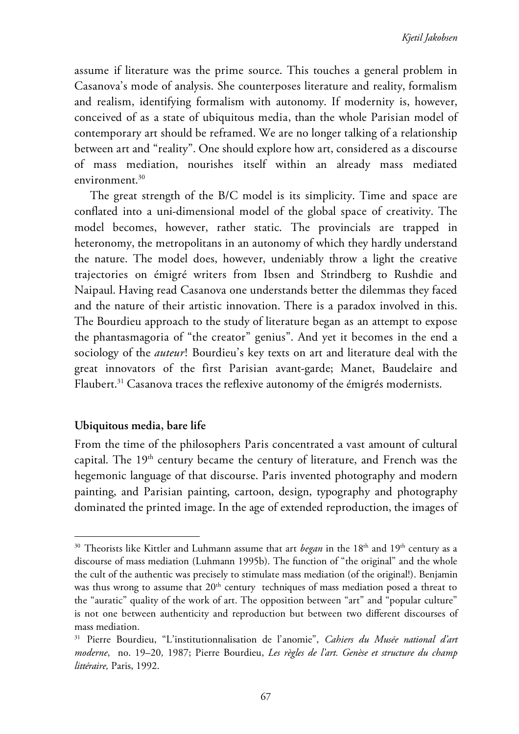assume if literature was the prime source. This touches a general problem in Casanova's mode of analysis. She counterposes literature and reality, formalism and realism, identifying formalism with autonomy. If modernity is, however, conceived of as a state of ubiquitous media, than the whole Parisian model of contemporary art should be reframed. We are no longer talking of a relationship between art and "reality". One should explore how art, considered as a discourse of mass mediation, nourishes itself within an already mass mediated environment.[30]

The great strength of the B/C model is its simplicity. Time and space are conflated into a uni-dimensional model of the global space of creativity. The model becomes, however, rather static. The provincials are trapped in heteronomy, the metropolitans in an autonomy of which they hardly understand the nature. The model does, however, undeniably throw a light the creative trajectories on émigré writers from Ibsen and Strindberg to Rushdie and Naipaul. Having read Casanova one understands better the dilemmas they faced and the nature of their artistic innovation. There is a paradox involved in this. The Bourdieu approach to the study of literature began as an attempt to expose the phantasmagoria of "the creator" genius". And yet it becomes in the end a sociology of the *auteur*! Bourdieu's key texts on art and literature deal with the great innovators of the first Parisian avant-garde; Manet, Baudelaire and Flaubert.[31] Casanova traces the reflexive autonomy of the émigrés modernists.

## Ubiquitous media, bare life

From the time of the philosophers Paris concentrated a vast amount of cultural capital. The 19th century became the century of literature, and French was the hegemonic language of that discourse. Paris invented photography and modern painting, and Parisian painting, cartoon, design, typography and photography dominated the printed image. In the age of extended reproduction, the images of

---

[30] Theorists like Kittler and Luhmann assume that art *began* in the 18th and 19th century as a discourse of mass mediation (Luhmann 1995b). The function of "the original" and the whole the cult of the authentic was precisely to stimulate mass mediation (of the original!). Benjamin was thus wrong to assume that 20th century techniques of mass mediation posed a threat to the "auratic" quality of the work of art. The opposition between "art" and "popular culture" is not one between authenticity and reproduction but between two different discourses of mass mediation.

[31] Pierre Bourdieu, "L'institutionnalisation de l'anomie", *Cahiers du Musée national d'art moderne*, no. 19–20, 1987; Pierre Bourdieu, *Les règles de l'art. Genèse et structure du champ littéraire,* Paris, 1992.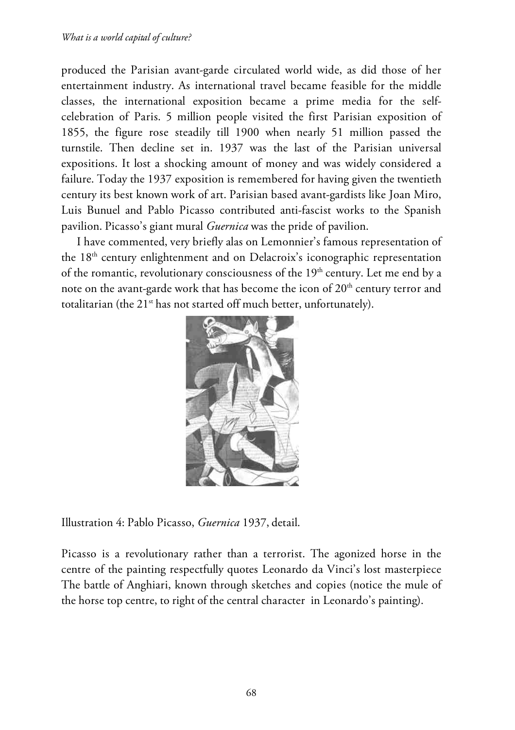produced the Parisian avant-garde circulated world wide, as did those of her entertainment industry. As international travel became feasible for the middle classes, the international exposition became a prime media for the self-celebration of Paris. 5 million people visited the first Parisian exposition of 1855, the figure rose steadily till 1900 when nearly 51 million passed the turnstile. Then decline set in. 1937 was the last of the Parisian universal expositions. It lost a shocking amount of money and was widely considered a failure. Today the 1937 exposition is remembered for having given the twentieth century its best known work of art. Parisian based avant-gardists like Joan Miro, Luis Bunuel and Pablo Picasso contributed anti-fascist works to the Spanish pavilion. Picasso's giant mural *Guernica* was the pride of pavilion.

I have commented, very briefly alas on Lemonnier's famous representation of the 18th century enlightenment and on Delacroix's iconographic representation of the romantic, revolutionary consciousness of the 19th century. Let me end by a note on the avant-garde work that has become the icon of 20th century terror and totalitarian (the 21st has not started off much better, unfortunately).

Illustration 4: Pablo Picasso, *Guernica* 1937, detail.

Picasso is a revolutionary rather than a terrorist. The agonized horse in the centre of the painting respectfully quotes Leonardo da Vinci's lost masterpiece The battle of Anghiari, known through sketches and copies (notice the mule of the horse top centre, to right of the central character in Leonardo's painting).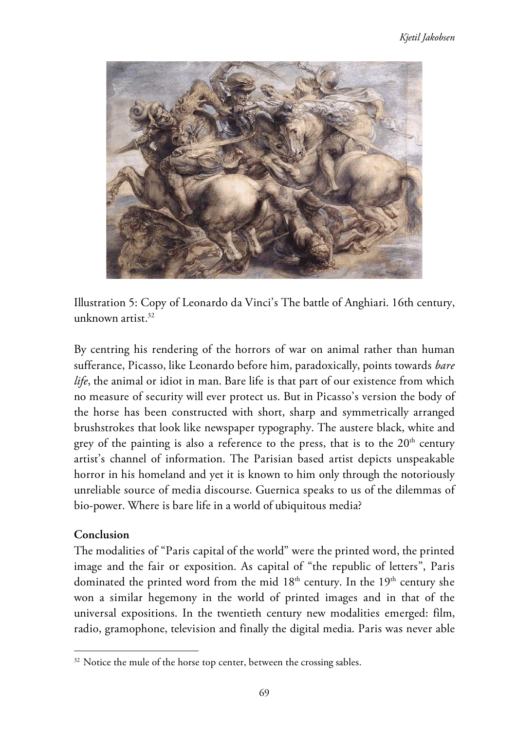Illustration 5: Copy of Leonardo da Vinci's The battle of Anghiari. 16th century, unknown artist.[32]

By centring his rendering of the horrors of war on animal rather than human sufferance, Picasso, like Leonardo before him, paradoxically, points towards *bare life*, the animal or idiot in man. Bare life is that part of our existence from which no measure of security will ever protect us. But in Picasso's version the body of the horse has been constructed with short, sharp and symmetrically arranged brushstrokes that look like newspaper typography. The austere black, white and grey of the painting is also a reference to the press, that is to the 20th century artist's channel of information. The Parisian based artist depicts unspeakable horror in his homeland and yet it is known to him only through the notoriously unreliable source of media discourse. Guernica speaks to us of the dilemmas of bio-power. Where is bare life in a world of ubiquitous media?

**Conclusion**

The modalities of "Paris capital of the world" were the printed word, the printed image and the fair or exposition. As capital of "the republic of letters", Paris dominated the printed word from the mid 18th century. In the 19th century she won a similar hegemony in the world of printed images and in that of the universal expositions. In the twentieth century new modalities emerged: film, radio, gramophone, television and finally the digital media. Paris was never able

[32] Notice the mule of the horse top center, between the crossing sables.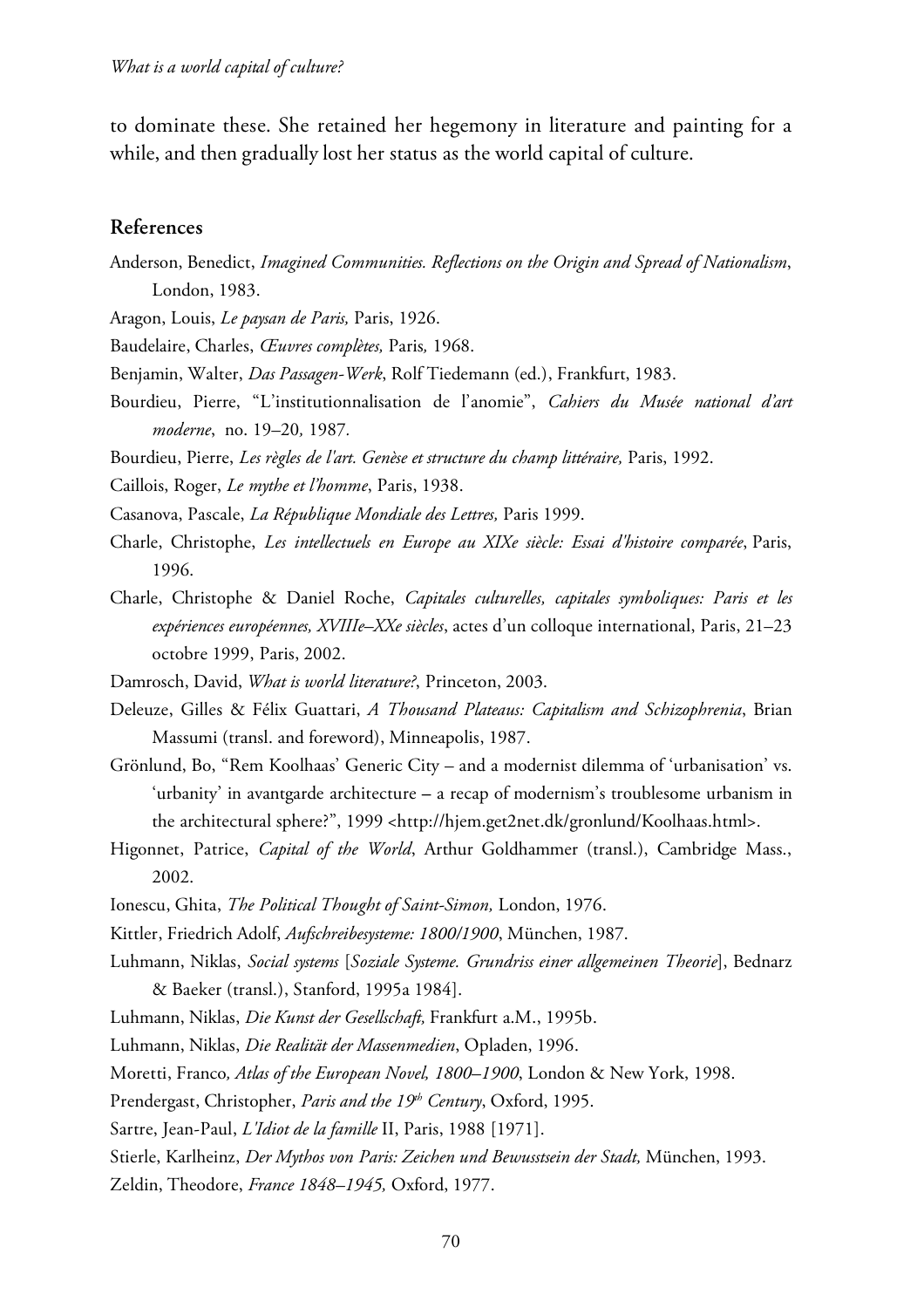to dominate these. She retained her hegemony in literature and painting for a while, and then gradually lost her status as the world capital of culture.

## References

Anderson, Benedict, *Imagined Communities. Reflections on the Origin and Spread of Nationalism*, London, 1983.

Aragon, Louis, *Le paysan de Paris,* Paris, 1926.

Baudelaire, Charles, *Œuvres complètes,* Paris*,* 1968.

Benjamin, Walter, *Das Passagen-Werk*, Rolf Tiedemann (ed.), Frankfurt, 1983.

Bourdieu, Pierre, "L'institutionnalisation de l'anomie", *Cahiers du Musée national d'art moderne*, no. 19–20*,* 1987*.*

Bourdieu, Pierre, *Les règles de l'art. Genèse et structure du champ littéraire,* Paris, 1992.

Caillois, Roger, *Le mythe et l'homme*, Paris, 1938.

Casanova, Pascale, *La République Mondiale des Lettres,* Paris 1999.

Charle, Christophe, *Les intellectuels en Europe au XIXe siècle: Essai d'histoire comparée*, Paris, 1996.

Charle, Christophe & Daniel Roche, *Capitales culturelles, capitales symboliques: Paris et les expériences européennes, XVIIIe–XXe siècles*, actes d'un colloque international, Paris, 21–23 octobre 1999, Paris, 2002.

Damrosch, David, *What is world literature?*, Princeton, 2003.

Deleuze, Gilles & Félix Guattari, *A Thousand Plateaus: Capitalism and Schizophrenia*, Brian Massumi (transl. and foreword), Minneapolis, 1987.

Grönlund, Bo, "Rem Koolhaas' Generic City – and a modernist dilemma of 'urbanisation' vs. 'urbanity' in avantgarde architecture – a recap of modernism's troublesome urbanism in the architectural sphere?", 1999 <http://hjem.get2net.dk/gronlund/Koolhaas.html>.

Higonnet, Patrice, *Capital of the World*, Arthur Goldhammer (transl.), Cambridge Mass., 2002.

Ionescu, Ghita, *The Political Thought of Saint-Simon,* London, 1976.

Kittler, Friedrich Adolf, *Aufschreibesysteme: 1800/1900*, München, 1987.

Luhmann, Niklas, *Social systems* [*Soziale Systeme. Grundriss einer allgemeinen Theorie*], Bednarz & Baeker (transl.), Stanford, 1995a 1984].

Luhmann, Niklas, *Die Kunst der Gesellschaft,* Frankfurt a.M., 1995b.

Luhmann, Niklas, *Die Realität der Massenmedien*, Opladen, 1996.

Moretti, Franco*, Atlas of the European Novel, 1800–1900*, London & New York, 1998.

Prendergast, Christopher, *Paris and the 19th Century*, Oxford, 1995.

Sartre, Jean-Paul, *L'Idiot de la famille* II, Paris, 1988 [1971].

Stierle, Karlheinz, *Der Mythos von Paris: Zeichen und Bewusstsein der Stadt,* München, 1993.

Zeldin, Theodore, *France 1848–1945,* Oxford, 1977.